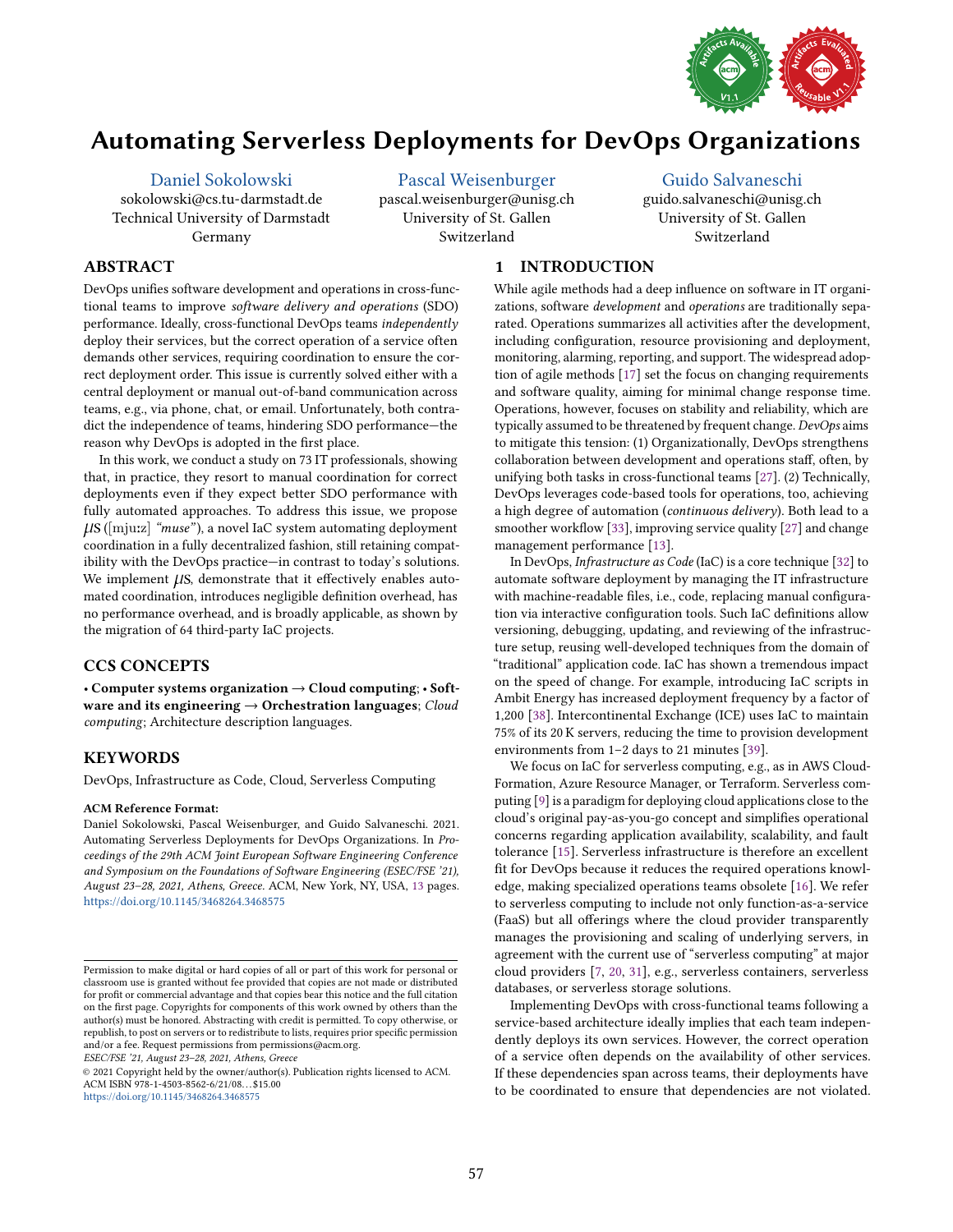# Automating Serverless Deployments for DevOps Organizations

Daniel Sokolowski
sokolowski@cs.tu-darmstadt.de
Technical University of Darmstadt
Germany

Pascal Weisenburger
pascal.weisenburger@unisg.ch
University of St. Gallen
Switzerland

Guido Salvaneschi
guido.salvaneschi@unisg.ch
University of St. Gallen
Switzerland

## ABSTRACT

DevOps unifies software development and operations in cross-functional teams to improve *software delivery and operations* (SDO) performance. Ideally, cross-functional DevOps teams *independently* deploy their services, but the correct operation of a service often demands other services, requiring coordination to ensure the correct deployment order. This issue is currently solved either with a central deployment or manual out-of-band communication across teams, e.g., via phone, chat, or email. Unfortunately, both contradict the independence of teams, hindering SDO performance—the reason why DevOps is adopted in the first place.

In this work, we conduct a study on 73 IT professionals, showing that, in practice, they resort to manual coordination for correct deployments even if they expect better SDO performance with fully automated approaches. To address this issue, we propose $\mu$s ([mjuːz] *"muse"*), a novel IaC system automating deployment coordination in a fully decentralized fashion, still retaining compatibility with the DevOps practice—in contrast to today's solutions. We implement $\mu$s, demonstrate that it effectively enables automated coordination, introduces negligible definition overhead, has no performance overhead, and is broadly applicable, as shown by the migration of 64 third-party IaC projects.

## CCS CONCEPTS

• **Computer systems organization** → **Cloud computing**; • **Software and its engineering** → **Orchestration languages**; *Cloud computing*; Architecture description languages.

## KEYWORDS

DevOps, Infrastructure as Code, Cloud, Serverless Computing

**ACM Reference Format:**
Daniel Sokolowski, Pascal Weisenburger, and Guido Salvaneschi. 2021. Automating Serverless Deployments for DevOps Organizations. In *Proceedings of the 29th ACM Joint European Software Engineering Conference and Symposium on the Foundations of Software Engineering (ESEC/FSE '21), August 23–28, 2021, Athens, Greece.* ACM, New York, NY, USA, 13 pages. https://doi.org/10.1145/3468264.3468575

Permission to make digital or hard copies of all or part of this work for personal or classroom use is granted without fee provided that copies are not made or distributed for profit or commercial advantage and that copies bear this notice and the full citation on the first page. Copyrights for components of this work owned by others than the author(s) must be honored. Abstracting with credit is permitted. To copy otherwise, or republish, to post on servers or to redistribute to lists, requires prior specific permission and/or a fee. Request permissions from permissions@acm.org.
*ESEC/FSE '21, August 23–28, 2021, Athens, Greece*
© 2021 Copyright held by the owner/author(s). Publication rights licensed to ACM.
ACM ISBN 978-1-4503-8562-6/21/08…$15.00
https://doi.org/10.1145/3468264.3468575

## 1 INTRODUCTION

While agile methods had a deep influence on software in IT organizations, software *development* and *operations* are traditionally separated. Operations summarizes all activities after the development, including configuration, resource provisioning and deployment, monitoring, alarming, reporting, and support. The widespread adoption of agile methods [17] set the focus on changing requirements and software quality, aiming for minimal change response time. Operations, however, focuses on stability and reliability, which are typically assumed to be threatened by frequent change. *DevOps* aims to mitigate this tension: (1) Organizationally, DevOps strengthens collaboration between development and operations staff, often, by unifying both tasks in cross-functional teams [27]. (2) Technically, DevOps leverages code-based tools for operations, too, achieving a high degree of automation (*continuous delivery*). Both lead to a smoother workflow [33], improving service quality [27] and change management performance [13].

In DevOps, *Infrastructure as Code* (IaC) is a core technique [32] to automate software deployment by managing the IT infrastructure with machine-readable files, i.e., code, replacing manual configuration via interactive configuration tools. Such IaC definitions allow versioning, debugging, updating, and reviewing of the infrastructure setup, reusing well-developed techniques from the domain of "traditional" application code. IaC has shown a tremendous impact on the speed of change. For example, introducing IaC scripts in Ambit Energy has increased deployment frequency by a factor of 1,200 [38]. Intercontinental Exchange (ICE) uses IaC to maintain 75% of its 20 K servers, reducing the time to provision development environments from 1–2 days to 21 minutes [39].

We focus on IaC for serverless computing, e.g., as in AWS CloudFormation, Azure Resource Manager, or Terraform. Serverless computing [9] is a paradigm for deploying cloud applications close to the cloud's original pay-as-you-go concept and simplifies operational concerns regarding application availability, scalability, and fault tolerance [15]. Serverless infrastructure is therefore an excellent fit for DevOps because it reduces the required operations knowledge, making specialized operations teams obsolete [16]. We refer to serverless computing to include not only function-as-a-service (FaaS) but all offerings where the cloud provider transparently manages the provisioning and scaling of underlying servers, in agreement with the current use of "serverless computing" at major cloud providers [7, 20, 31], e.g., serverless containers, serverless databases, or serverless storage solutions.

Implementing DevOps with cross-functional teams following a service-based architecture ideally implies that each team independently deploys its own services. However, the correct operation of a service often depends on the availability of other services. If these dependencies span across teams, their deployments have to be coordinated to ensure that dependencies are not violated.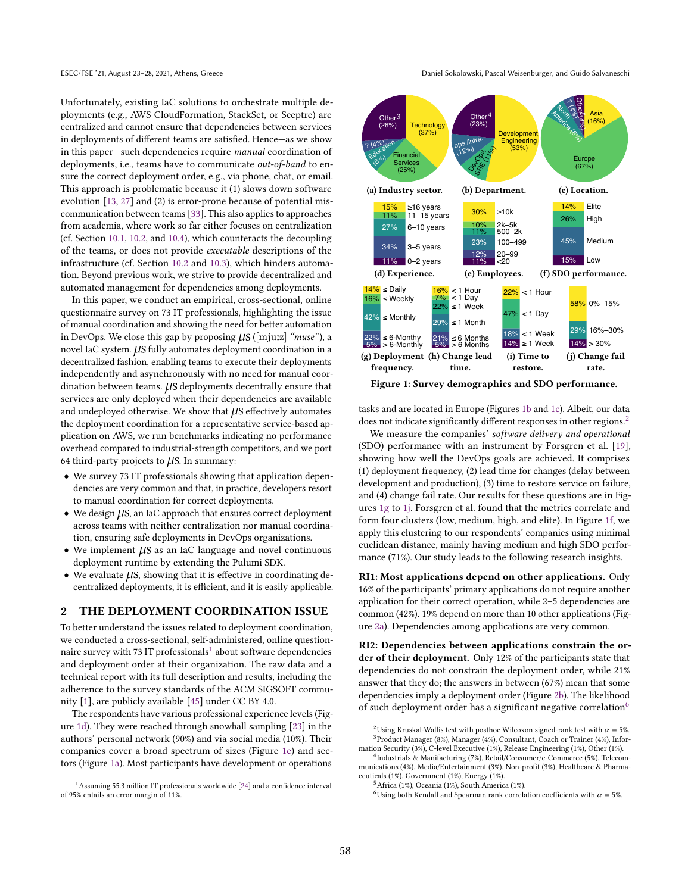Unfortunately, existing IaC solutions to orchestrate multiple deployments (e.g., AWS CloudFormation, StackSet, or Sceptre) are centralized and cannot ensure that dependencies between services in deployments of different teams are satisfied. Hence—as we show in this paper—such dependencies require *manual* coordination of deployments, i.e., teams have to communicate *out-of-band* to ensure the correct deployment order, e.g., via phone, chat, or email. This approach is problematic because it (1) slows down software evolution [13, 27] and (2) is error-prone because of potential miscommunication between teams [33]. This also applies to approaches from academia, where work so far either focuses on centralization (cf. Section 10.1, 10.2, and 10.4), which counteracts the decoupling of the teams, or does not provide *executable* descriptions of the infrastructure (cf. Section 10.2 and 10.3), which hinders automation. Beyond previous work, we strive to provide decentralized and automated management for dependencies among deployments.

In this paper, we conduct an empirical, cross-sectional, online questionnaire survey on 73 IT professionals, highlighting the issue of manual coordination and showing the need for better automation in DevOps. We close this gap by proposing µs ([mjuːz] *"muse"*), a novel IaC system. µs fully automates deployment coordination in a decentralized fashion, enabling teams to execute their deployments independently and asynchronously with no need for manual coordination between teams. µs deployments decentrally ensure that services are only deployed when their dependencies are available and undeployed otherwise. We show that µs effectively automates the deployment coordination for a representative service-based application on AWS, we run benchmarks indicating no performance overhead compared to industrial-strength competitors, and we port 64 third-party projects to µs. In summary:

- We survey 73 IT professionals showing that application dependencies are very common and that, in practice, developers resort to manual coordination for correct deployments.
- We design µs, an IaC approach that ensures correct deployment across teams with neither centralization nor manual coordination, ensuring safe deployments in DevOps organizations.
- We implement µs as an IaC language and novel continuous deployment runtime by extending the Pulumi SDK.
- We evaluate µs, showing that it is effective in coordinating decentralized deployments, it is efficient, and it is easily applicable.

## 2 THE DEPLOYMENT COORDINATION ISSUE

To better understand the issues related to deployment coordination, we conducted a cross-sectional, self-administered, online questionnaire survey with 73 IT professionals[1] about software dependencies and deployment order at their organization. The raw data and a technical report with its full description and results, including the adherence to the survey standards of the ACM SIGSOFT community [1], are publicly available [45] under CC BY 4.0.

The respondents have various professional experience levels (Figure 1d). They were reached through snowball sampling [23] in the authors' personal network (90%) and via social media (10%). Their companies cover a broad spectrum of sizes (Figure 1e) and sectors (Figure 1a). Most participants have development or operations tasks and are located in Europe (Figures 1b and 1c). Albeit, our data does not indicate significantly different responses in other regions.[2]

Figure 1: Survey demographics and SDO performance.

We measure the companies' *software delivery and operational* (SDO) performance with an instrument by Forsgren et al. [19], showing how well the DevOps goals are achieved. It comprises (1) deployment frequency, (2) lead time for changes (delay between development and production), (3) time to restore service on failure, and (4) change fail rate. Our results for these questions are in Figures 1g to 1j. Forsgren et al. found that the metrics correlate and form four clusters (low, medium, high, and elite). In Figure 1f, we apply this clustering to our respondents' companies using minimal euclidean distance, mainly having medium and high SDO performance (71%). Our study leads to the following research insights.

**RI1: Most applications depend on other applications.** Only 16% of the participants' primary applications do not require another application for their correct operation, while 2–5 dependencies are common (42%). 19% depend on more than 10 other applications (Figure 2a). Dependencies among applications are very common.

**RI2: Dependencies between applications constrain the order of their deployment.** Only 12% of the participants state that dependencies do not constrain the deployment order, while 21% answer that they do; the answers in between (67%) mean that some dependencies imply a deployment order (Figure 2b). The likelihood of such deployment order has a significant negative correlation[6]

---

[1] Assuming 55.3 million IT professionals worldwide [24] and a confidence interval of 95% entails an error margin of 11%.

[2] Using Kruskal-Wallis test with posthoc Wilcoxon signed-rank test with $\alpha = 5\%$.

[3] Product Manager (8%), Manager (4%), Consultant, Coach or Trainer (4%), Information Security (3%), C-level Executive (1%), Release Engineering (1%), Other (1%).

[4] Industrials & Manifacturing (7%), Retail/Consumer/e-Commerce (5%), Telecommunications (4%), Media/Entertainment (3%), Non-profit (3%), Healthcare & Pharmaceuticals (1%), Government (1%), Energy (1%).

[5] Africa (1%), Oceania (1%), South America (1%).

[6] Using both Kendall and Spearman rank correlation coefficients with $\alpha = 5\%$.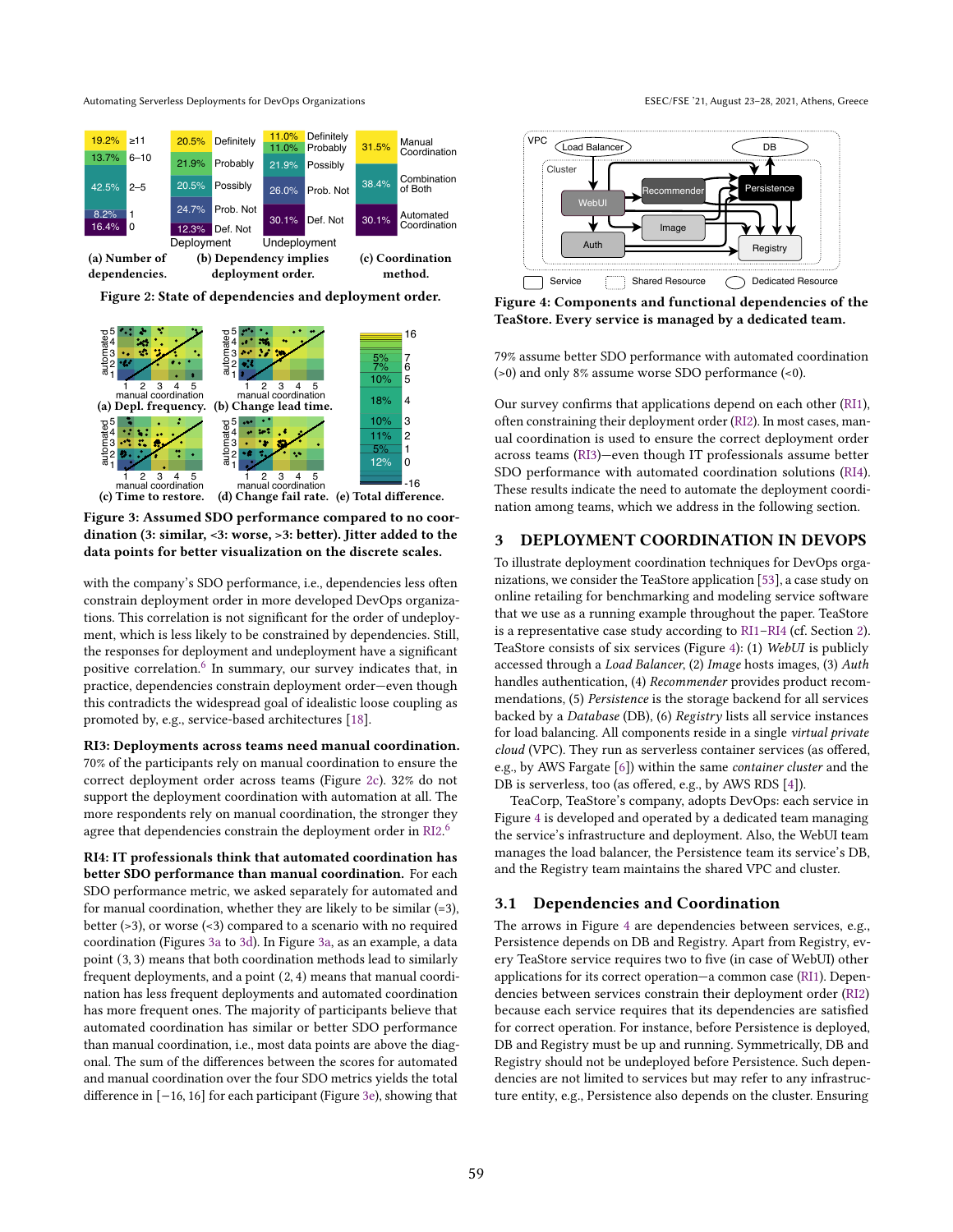Figure 2: State of dependencies and deployment order.

(a) Number of dependencies. (b) Dependency implies deployment order. (c) Coordination method.

Figure 3: Assumed SDO performance compared to no coordination (3: similar, <3: worse, >3: better). Jitter added to the data points for better visualization on the discrete scales.

(a) Depl. frequency. (b) Change lead time. (c) Time to restore. (d) Change fail rate. (e) Total difference.

with the company's SDO performance, i.e., dependencies less often constrain deployment order in more developed DevOps organizations. This correlation is not significant for the order of undeployment, which is less likely to be constrained by dependencies. Still, the responses for deployment and undeployment have a significant positive correlation.[6] In summary, our survey indicates that, in practice, dependencies constrain deployment order—even though this contradicts the widespread goal of idealistic loose coupling as promoted by, e.g., service-based architectures [18].

**RI3: Deployments across teams need manual coordination.** 70% of the participants rely on manual coordination to ensure the correct deployment order across teams (Figure 2c). 32% do not support the deployment coordination with automation at all. The more respondents rely on manual coordination, the stronger they agree that dependencies constrain the deployment order in RI2.[6]

**RI4: IT professionals think that automated coordination has better SDO performance than manual coordination.** For each SDO performance metric, we asked separately for automated and for manual coordination, whether they are likely to be similar (=3), better (>3), or worse (<3) compared to a scenario with no required coordination (Figures 3a to 3d). In Figure 3a, as an example, a data point (3, 3) means that both coordination methods lead to similarly frequent deployments, and a point (2, 4) means that manual coordination has less frequent deployments and automated coordination has more frequent ones. The majority of participants believe that automated coordination has similar or better SDO performance than manual coordination, i.e., most data points are above the diagonal. The sum of the differences between the scores for automated and manual coordination over the four SDO metrics yields the total difference in $[-16, 16]$ for each participant (Figure 3e), showing that 79% assume better SDO performance with automated coordination (>0) and only 8% assume worse SDO performance (<0).

Figure 4: Components and functional dependencies of the TeaStore. Every service is managed by a dedicated team.

Our survey confirms that applications depend on each other (RI1), often constraining their deployment order (RI2). In most cases, manual coordination is used to ensure the correct deployment order across teams (RI3)—even though IT professionals assume better SDO performance with automated coordination solutions (RI4). These results indicate the need to automate the deployment coordination among teams, which we address in the following section.

## 3 DEPLOYMENT COORDINATION IN DEVOPS

To illustrate deployment coordination techniques for DevOps organizations, we consider the TeaStore application [53], a case study on online retailing for benchmarking and modeling service software that we use as a running example throughout the paper. TeaStore is a representative case study according to RI1–RI4 (cf. Section 2). TeaStore consists of six services (Figure 4): (1) *WebUI* is publicly accessed through a *Load Balancer*, (2) *Image* hosts images, (3) *Auth* handles authentication, (4) *Recommender* provides product recommendations, (5) *Persistence* is the storage backend for all services backed by a *Database* (DB), (6) *Registry* lists all service instances for load balancing. All components reside in a single *virtual private cloud* (VPC). They run as serverless container services (as offered, e.g., by AWS Fargate [6]) within the same *container cluster* and the DB is serverless, too (as offered, e.g., by AWS RDS [4]).

TeaCorp, TeaStore's company, adopts DevOps: each service in Figure 4 is developed and operated by a dedicated team managing the service's infrastructure and deployment. Also, the WebUI team manages the load balancer, the Persistence team its service's DB, and the Registry team maintains the shared VPC and cluster.

### 3.1 Dependencies and Coordination

The arrows in Figure 4 are dependencies between services, e.g., Persistence depends on DB and Registry. Apart from Registry, every TeaStore service requires two to five (in case of WebUI) other applications for its correct operation—a common case (RI1). Dependencies between services constrain their deployment order (RI2) because each service requires that its dependencies are satisfied for correct operation. For instance, before Persistence is deployed, DB and Registry must be up and running. Symmetrically, DB and Registry should not be undeployed before Persistence. Such dependencies are not limited to services but may refer to any infrastructure entity, e.g., Persistence also depends on the cluster. Ensuring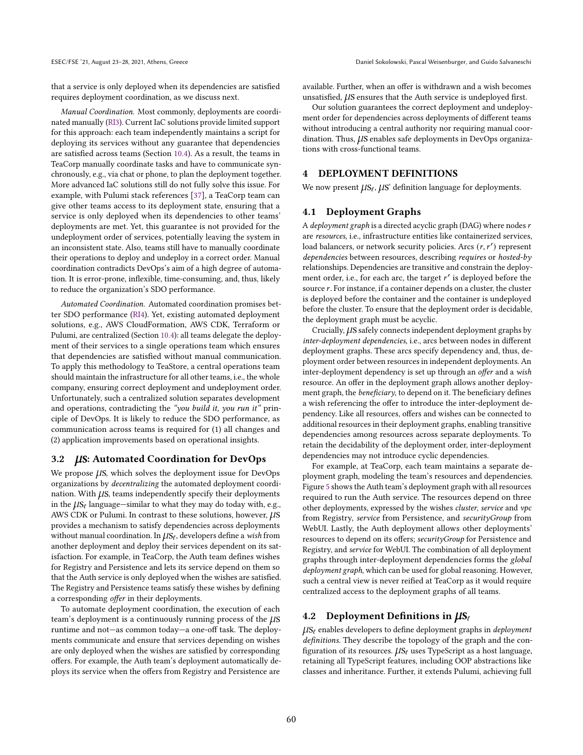that a service is only deployed when its dependencies are satisfied requires deployment coordination, as we discuss next.

*Manual Coordination.* Most commonly, deployments are coordinated manually (RI3). Current IaC solutions provide limited support for this approach: each team independently maintains a script for deploying its services without any guarantee that dependencies are satisfied across teams (Section 10.4). As a result, the teams in TeaCorp manually coordinate tasks and have to communicate synchronously, e.g., via chat or phone, to plan the deployment together. More advanced IaC solutions still do not fully solve this issue. For example, with Pulumi stack references [37], a TeaCorp team can give other teams access to its deployment state, ensuring that a service is only deployed when its dependencies to other teams' deployments are met. Yet, this guarantee is not provided for the undeployment order of services, potentially leaving the system in an inconsistent state. Also, teams still have to manually coordinate their operations to deploy and undeploy in a correct order. Manual coordination contradicts DevOps's aim of a high degree of automation. It is error-prone, inflexible, time-consuming, and, thus, likely to reduce the organization's SDO performance.

*Automated Coordination.* Automated coordination promises better SDO performance (RI4). Yet, existing automated deployment solutions, e.g., AWS CloudFormation, AWS CDK, Terraform or Pulumi, are centralized (Section 10.4): all teams delegate the deployment of their services to a single operations team which ensures that dependencies are satisfied without manual communication. To apply this methodology to TeaStore, a central operations team should maintain the infrastructure for all other teams, i.e., the whole company, ensuring correct deployment and undeployment order. Unfortunately, such a centralized solution separates development and operations, contradicting the *"you build it, you run it"* principle of DevOps. It is likely to reduce the SDO performance, as communication across teams is required for (1) all changes and (2) application improvements based on operational insights.

## 3.2 μs: Automated Coordination for DevOps

We propose μs, which solves the deployment issue for DevOps organizations by *decentralizing* the automated deployment coordination. With μs, teams independently specify their deployments in the $\mu s_\ell$ language—similar to what they may do today with, e.g., AWS CDK or Pulumi. In contrast to these solutions, however, μs provides a mechanism to satisfy dependencies across deployments without manual coordination. In $\mu s_\ell$, developers define a *wish* from another deployment and deploy their services dependent on its satisfaction. For example, in TeaCorp, the Auth team defines wishes for Registry and Persistence and lets its service depend on them so that the Auth service is only deployed when the wishes are satisfied. The Registry and Persistence teams satisfy these wishes by defining a corresponding *offer* in their deployments.

To automate deployment coordination, the execution of each team's deployment is a continuously running process of the μs runtime and not—as common today—a one-off task. The deployments communicate and ensure that services depending on wishes are only deployed when the wishes are satisfied by corresponding offers. For example, the Auth team's deployment automatically deploys its service when the offers from Registry and Persistence are available. Further, when an offer is withdrawn and a wish becomes unsatisfied, μs ensures that the Auth service is undeployed first.

Our solution guarantees the correct deployment and undeployment order for dependencies across deployments of different teams without introducing a central authority nor requiring manual coordination. Thus, μs enables safe deployments in DevOps organizations with cross-functional teams.

# 4 DEPLOYMENT DEFINITIONS

We now present $\mu s_\ell$, μs' definition language for deployments.

## 4.1 Deployment Graphs

A *deployment graph* is a directed acyclic graph (DAG) where nodes $r$ are *resources*, i.e., infrastructure entities like containerized services, load balancers, or network security policies. Arcs $(r, r')$ represent *dependencies* between resources, describing *requires* or *hosted-by* relationships. Dependencies are transitive and constrain the deployment order, i.e., for each arc, the target $r'$ is deployed before the source $r$. For instance, if a container depends on a cluster, the cluster is deployed before the container and the container is undeployed before the cluster. To ensure that the deployment order is decidable, the deployment graph must be acyclic.

Crucially, μs safely connects independent deployment graphs by *inter-deployment dependencies*, i.e., arcs between nodes in different deployment graphs. These arcs specify dependency and, thus, deployment order between resources in independent deployments. An inter-deployment dependency is set up through an *offer* and a *wish* resource. An offer in the deployment graph allows another deployment graph, the *beneficiary*, to depend on it. The beneficiary defines a wish referencing the offer to introduce the inter-deployment dependency. Like all resources, offers and wishes can be connected to additional resources in their deployment graphs, enabling transitive dependencies among resources across separate deployments. To retain the decidability of the deployment order, inter-deployment dependencies may not introduce cyclic dependencies.

For example, at TeaCorp, each team maintains a separate deployment graph, modeling the team's resources and dependencies. Figure 5 shows the Auth team's deployment graph with all resources required to run the Auth service. The resources depend on three other deployments, expressed by the wishes *cluster*, *service* and *vpc* from Registry, *service* from Persistence, and *securityGroup* from WebUI. Lastly, the Auth deployment allows other deployments' resources to depend on its offers; *securityGroup* for Persistence and Registry, and *service* for WebUI. The combination of all deployment graphs through inter-deployment dependencies forms the *global deployment graph*, which can be used for global reasoning. However, such a central view is never reified at TeaCorp as it would require centralized access to the deployment graphs of all teams.

## 4.2 Deployment Definitions in $\mu s_\ell$

$\mu s_\ell$ enables developers to define deployment graphs in *deployment definitions*. They describe the topology of the graph and the configuration of its resources. $\mu s_\ell$ uses TypeScript as a host language, retaining all TypeScript features, including OOP abstractions like classes and inheritance. Further, it extends Pulumi, achieving full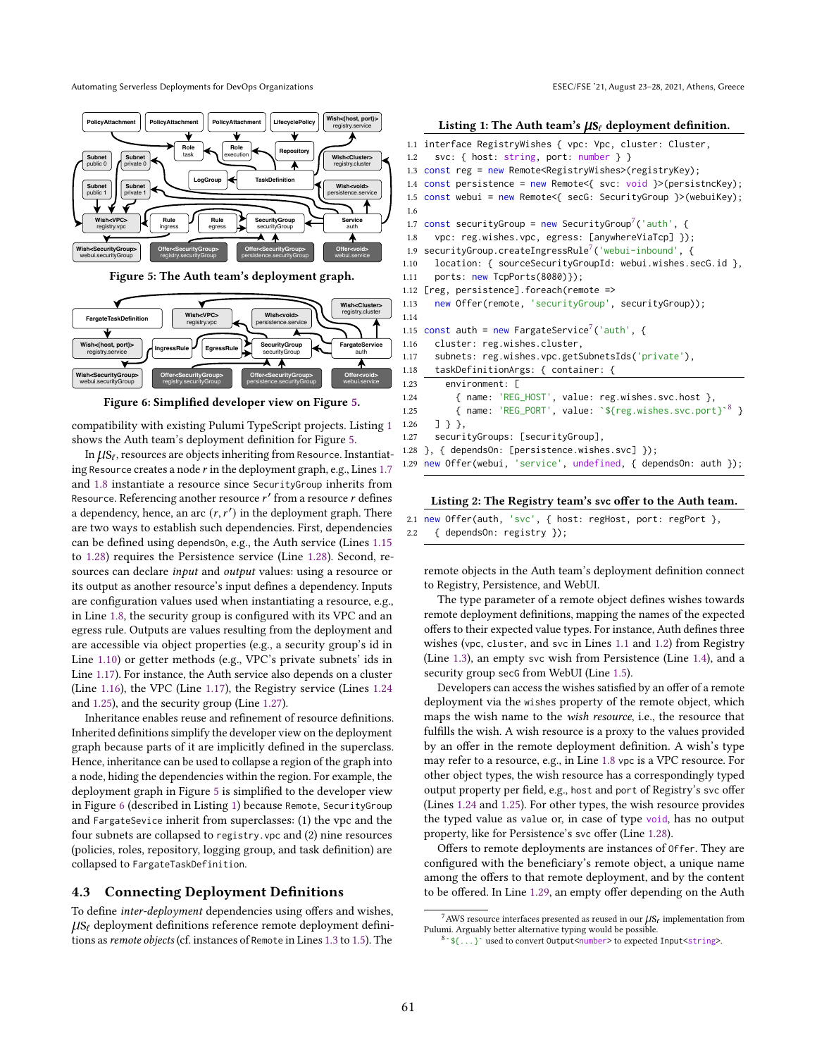Figure 5: The Auth team's deployment graph.

Figure 6: Simplified developer view on Figure 5.

compatibility with existing Pulumi TypeScript projects. Listing 1 shows the Auth team's deployment definition for Figure 5.

In $\mu S_\ell$, resources are objects inheriting from `Resource`. Instantiating `Resource` creates a node $r$ in the deployment graph, e.g., Lines 1.7 and 1.8 instantiate a resource since `SecurityGroup` inherits from `Resource`. Referencing another resource $r'$ from a resource $r$ defines a dependency, hence, an arc $(r, r')$ in the deployment graph. There are two ways to establish such dependencies. First, dependencies can be defined using `dependsOn`, e.g., the Auth service (Lines 1.15 to 1.28) requires the Persistence service (Line 1.28). Second, resources can declare *input* and *output* values: using a resource or its output as another resource's input defines a dependency. Inputs are configuration values used when instantiating a resource, e.g., in Line 1.8, the security group is configured with its VPC and an egress rule. Outputs are values resulting from the deployment and are accessible via object properties (e.g., a security group's id in Line 1.10) or getter methods (e.g., VPC's private subnets' ids in Line 1.17). For instance, the Auth service also depends on a cluster (Line 1.16), the VPC (Line 1.17), the Registry service (Lines 1.24 and 1.25), and the security group (Line 1.27).

Inheritance enables reuse and refinement of resource definitions. Inherited definitions simplify the developer view on the deployment graph because parts of it are implicitly defined in the superclass. Hence, inheritance can be used to collapse a region of the graph into a node, hiding the dependencies within the region. For example, the deployment graph in Figure 5 is simplified to the developer view in Figure 6 (described in Listing 1) because `Remote`, `SecurityGroup` and `FargateSevice` inherit from superclasses: (1) the vpc and the four subnets are collapsed to `registry.vpc` and (2) nine resources (policies, roles, repository, logging group, and task definition) are collapsed to `FargateTaskDefinition`.

## 4.3 Connecting Deployment Definitions

To define *inter-deployment* dependencies using offers and wishes, $\mu S_\ell$ deployment definitions reference remote deployment definitions as *remote objects* (cf. instances of `Remote` in Lines 1.3 to 1.5). The

**Listing 1: The Auth team's $\mu S_\ell$ deployment definition.**

```
1.1  interface RegistryWishes { vpc: Vpc, cluster: Cluster,
1.2    svc: { host: string, port: number } }
1.3  const reg = new Remote<RegistryWishes>(registryKey);
1.4  const persistence = new Remote<{ svc: void }>(persistncKey);
1.5  const webui = new Remote<{ secG: SecurityGroup }>(webuiKey);
1.6
1.7  const securityGroup = new SecurityGroup7('auth', {
1.8    vpc: reg.wishes.vpc, egress: [anywhereViaTcp] });
1.9  securityGroup.createIngressRule7('webui-inbound', {
1.10   location: { sourceSecurityGroupId: webui.wishes.secG.id },
1.11   ports: new TcpPorts(8080)});
1.12 [reg, persistence].foreach(remote =>
1.13   new Offer(remote, 'securityGroup', securityGroup));
1.14
1.15 const auth = new FargateService7('auth', {
1.16   cluster: reg.wishes.cluster,
1.17   subnets: reg.wishes.vpc.getSubnetsIds('private'),
1.18   taskDefinitionArgs: { container: {
1.23     environment: [
1.24       { name: 'REG_HOST', value: reg.wishes.svc.host },
1.25       { name: 'REG_PORT', value: `${reg.wishes.svc.port}`8 }
1.26   ] } },
1.27   securityGroups: [securityGroup],
1.28 }, { dependsOn: [persistence.wishes.svc] });
1.29 new Offer(webui, 'service', undefined, { dependsOn: auth });
```

**Listing 2: The Registry team's svc offer to the Auth team.**

```
2.1  new Offer(auth, 'svc', { host: regHost, port: regPort },
2.2    { dependsOn: registry });
```

remote objects in the Auth team's deployment definition connect to Registry, Persistence, and WebUI.

The type parameter of a remote object defines wishes towards remote deployment definitions, mapping the names of the expected offers to their expected value types. For instance, Auth defines three wishes (`vpc`, `cluster`, and `svc` in Lines 1.1 and 1.2) from Registry (Line 1.3), an empty `svc` wish from Persistence (Line 1.4), and a security group `secG` from WebUI (Line 1.5).

Developers can access the wishes satisfied by an offer of a remote deployment via the `wishes` property of the remote object, which maps the wish name to the *wish resource*, i.e., the resource that fulfills the wish. A wish resource is a proxy to the values provided by an offer in the remote deployment definition. A wish's type may refer to a resource, e.g., in Line 1.8 `vpc` is a VPC resource. For other object types, the wish resource has a correspondingly typed output property per field, e.g., `host` and `port` of Registry's `svc` offer (Lines 1.24 and 1.25). For other types, the wish resource provides the typed value as `value` or, in case of type `void`, has no output property, like for Persistence's `svc` offer (Line 1.28).

Offers to remote deployments are instances of `Offer`. They are configured with the beneficiary's remote object, a unique name among the offers to that remote deployment, and by the content to be offered. In Line 1.29, an empty offer depending on the Auth

[7] AWS resource interfaces presented as reused in our $\mu S_\ell$ implementation from Pulumi. Arguably better alternative typing would be possible.

[8] `` `${...}` `` used to convert `Output<number>` to expected `Input<string>`.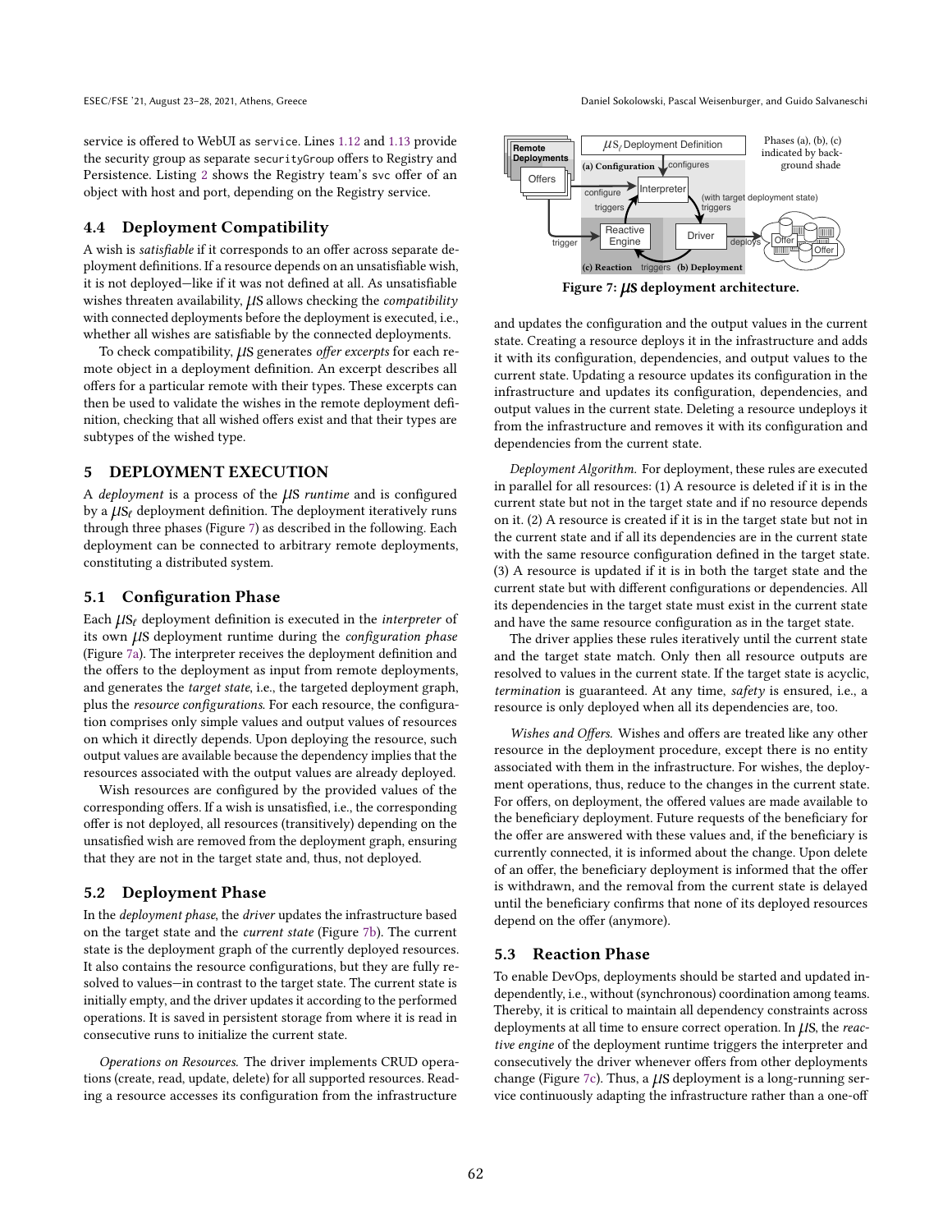service is offered to WebUI as `service`. Lines 1.12 and 1.13 provide the security group as separate `securityGroup` offers to Registry and Persistence. Listing 2 shows the Registry team's `svc` offer of an object with host and port, depending on the Registry service.

## 4.4 Deployment Compatibility

A wish is *satisfiable* if it corresponds to an offer across separate deployment definitions. If a resource depends on an unsatisfiable wish, it is not deployed—like if it was not defined at all. As unsatisfiable wishes threaten availability, $\mu$S allows checking the *compatibility* with connected deployments before the deployment is executed, i.e., whether all wishes are satisfiable by the connected deployments.

To check compatibility, $\mu$S generates *offer excerpts* for each remote object in a deployment definition. An excerpt describes all offers for a particular remote with their types. These excerpts can then be used to validate the wishes in the remote deployment definition, checking that all wished offers exist and that their types are subtypes of the wished type.

# 5 DEPLOYMENT EXECUTION

A *deployment* is a process of the $\mu$S *runtime* and is configured by a $\mu S_\ell$ deployment definition. The deployment iteratively runs through three phases (Figure 7) as described in the following. Each deployment can be connected to arbitrary remote deployments, constituting a distributed system.

Figure 7: $\mu$S deployment architecture.

## 5.1 Configuration Phase

Each $\mu S_\ell$ deployment definition is executed in the *interpreter* of its own $\mu$S deployment runtime during the *configuration phase* (Figure 7a). The interpreter receives the deployment definition and the offers to the deployment as input from remote deployments, and generates the *target state*, i.e., the targeted deployment graph, plus the *resource configurations*. For each resource, the configuration comprises only simple values and output values of resources on which it directly depends. Upon deploying the resource, such output values are available because the dependency implies that the resources associated with the output values are already deployed.

Wish resources are configured by the provided values of the corresponding offers. If a wish is unsatisfied, i.e., the corresponding offer is not deployed, all resources (transitively) depending on the unsatisfied wish are removed from the deployment graph, ensuring that they are not in the target state and, thus, not deployed.

## 5.2 Deployment Phase

In the *deployment phase*, the *driver* updates the infrastructure based on the target state and the *current state* (Figure 7b). The current state is the deployment graph of the currently deployed resources. It also contains the resource configurations, but they are fully resolved to values—in contrast to the target state. The current state is initially empty, and the driver updates it according to the performed operations. It is saved in persistent storage from where it is read in consecutive runs to initialize the current state.

*Operations on Resources.* The driver implements CRUD operations (create, read, update, delete) for all supported resources. Reading a resource accesses its configuration from the infrastructure and updates the configuration and the output values in the current state. Creating a resource deploys it in the infrastructure and adds it with its configuration, dependencies, and output values to the current state. Updating a resource updates its configuration in the infrastructure and updates its configuration, dependencies, and output values in the current state. Deleting a resource undeploys it from the infrastructure and removes it with its configuration and dependencies from the current state.

*Deployment Algorithm.* For deployment, these rules are executed in parallel for all resources: (1) A resource is deleted if it is in the current state but not in the target state and if no resource depends on it. (2) A resource is created if it is in the target state but not in the current state and if all its dependencies are in the current state with the same resource configuration defined in the target state. (3) A resource is updated if it is in both the target state and the current state but with different configurations or dependencies. All its dependencies in the target state must exist in the current state and have the same resource configuration as in the target state.

The driver applies these rules iteratively until the current state and the target state match. Only then all resource outputs are resolved to values in the current state. If the target state is acyclic, *termination* is guaranteed. At any time, *safety* is ensured, i.e., a resource is only deployed when all its dependencies are, too.

*Wishes and Offers.* Wishes and offers are treated like any other resource in the deployment procedure, except there is no entity associated with them in the infrastructure. For wishes, the deployment operations, thus, reduce to the changes in the current state. For offers, on deployment, the offered values are made available to the beneficiary deployment. Future requests of the beneficiary for the offer are answered with these values and, if the beneficiary is currently connected, it is informed about the change. Upon delete of an offer, the beneficiary deployment is informed that the offer is withdrawn, and the removal from the current state is delayed until the beneficiary confirms that none of its deployed resources depend on the offer (anymore).

## 5.3 Reaction Phase

To enable DevOps, deployments should be started and updated independently, i.e., without (synchronous) coordination among teams. Thereby, it is critical to maintain all dependency constraints across deployments at all time to ensure correct operation. In $\mu$S, the *reactive engine* of the deployment runtime triggers the interpreter and consecutively the driver whenever offers from other deployments change (Figure 7c). Thus, a $\mu$S deployment is a long-running service continuously adapting the infrastructure rather than a one-off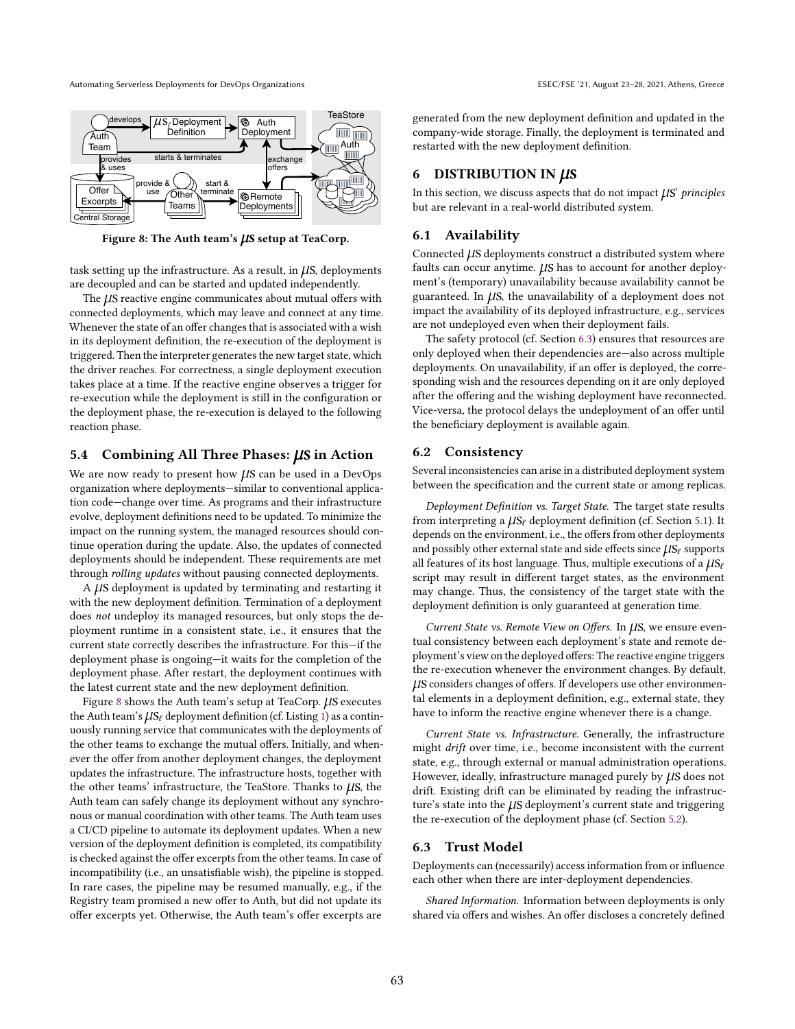Figure 8: The Auth team's μs setup at TeaCorp.

task setting up the infrastructure. As a result, in μs, deployments are decoupled and can be started and updated independently.

The μs reactive engine communicates about mutual offers with connected deployments, which may leave and connect at any time. Whenever the state of an offer changes that is associated with a wish in its deployment definition, the re-execution of the deployment is triggered. Then the interpreter generates the new target state, which the driver reaches. For correctness, a single deployment execution takes place at a time. If the reactive engine observes a trigger for re-execution while the deployment is still in the configuration or the deployment phase, the re-execution is delayed to the following reaction phase.

## 5.4 Combining All Three Phases: μs in Action

We are now ready to present how μs can be used in a DevOps organization where deployments—similar to conventional application code—change over time. As programs and their infrastructure evolve, deployment definitions need to be updated. To minimize the impact on the running system, the managed resources should continue operation during the update. Also, the updates of connected deployments should be independent. These requirements are met through *rolling updates* without pausing connected deployments.

A μs deployment is updated by terminating and restarting it with the new deployment definition. Termination of a deployment does *not* undeploy its managed resources, but only stops the deployment runtime in a consistent state, i.e., it ensures that the current state correctly describes the infrastructure. For this—if the deployment phase is ongoing—it waits for the completion of the deployment phase. After restart, the deployment continues with the latest current state and the new deployment definition.

Figure 8 shows the Auth team's setup at TeaCorp. μs executes the Auth team's $\mu s_\ell$ deployment definition (cf. Listing 1) as a continuously running service that communicates with the deployments of the other teams to exchange the mutual offers. Initially, and whenever the offer from another deployment changes, the deployment updates the infrastructure. The infrastructure hosts, together with the other teams' infrastructure, the TeaStore. Thanks to μs, the Auth team can safely change its deployment without any synchronous or manual coordination with other teams. The Auth team uses a CI/CD pipeline to automate its deployment updates. When a new version of the deployment definition is completed, its compatibility is checked against the offer excerpts from the other teams. In case of incompatibility (i.e., an unsatisfiable wish), the pipeline is stopped. In rare cases, the pipeline may be resumed manually, e.g., if the Registry team promised a new offer to Auth, but did not update its offer excerpts yet. Otherwise, the Auth team's offer excerpts are generated from the new deployment definition and updated in the company-wide storage. Finally, the deployment is terminated and restarted with the new deployment definition.

# 6 DISTRIBUTION IN μs

In this section, we discuss aspects that do not impact μs' *principles* but are relevant in a real-world distributed system.

## 6.1 Availability

Connected μs deployments construct a distributed system where faults can occur anytime. μs has to account for another deployment's (temporary) unavailability because availability cannot be guaranteed. In μs, the unavailability of a deployment does not impact the availability of its deployed infrastructure, e.g., services are not undeployed even when their deployment fails.

The safety protocol (cf. Section 6.3) ensures that resources are only deployed when their dependencies are—also across multiple deployments. On unavailability, if an offer is deployed, the corresponding wish and the resources depending on it are only deployed after the offering and the wishing deployment have reconnected. Vice-versa, the protocol delays the undeployment of an offer until the beneficiary deployment is available again.

## 6.2 Consistency

Several inconsistencies can arise in a distributed deployment system between the specification and the current state or among replicas.

*Deployment Definition vs. Target State.* The target state results from interpreting a $\mu s_\ell$ deployment definition (cf. Section 5.1). It depends on the environment, i.e., the offers from other deployments and possibly other external state and side effects since $\mu s_\ell$ supports all features of its host language. Thus, multiple executions of a $\mu s_\ell$ script may result in different target states, as the environment may change. Thus, the consistency of the target state with the deployment definition is only guaranteed at generation time.

*Current State vs. Remote View on Offers.* In μs, we ensure eventual consistency between each deployment's state and remote deployment's view on the deployed offers: The reactive engine triggers the re-execution whenever the environment changes. By default, μs considers changes of offers. If developers use other environmental elements in a deployment definition, e.g., external state, they have to inform the reactive engine whenever there is a change.

*Current State vs. Infrastructure.* Generally, the infrastructure might *drift* over time, i.e., become inconsistent with the current state, e.g., through external or manual administration operations. However, ideally, infrastructure managed purely by μs does not drift. Existing drift can be eliminated by reading the infrastructure's state into the μs deployment's current state and triggering the re-execution of the deployment phase (cf. Section 5.2).

## 6.3 Trust Model

Deployments can (necessarily) access information from or influence each other when there are inter-deployment dependencies.

*Shared Information.* Information between deployments is only shared via offers and wishes. An offer discloses a concretely defined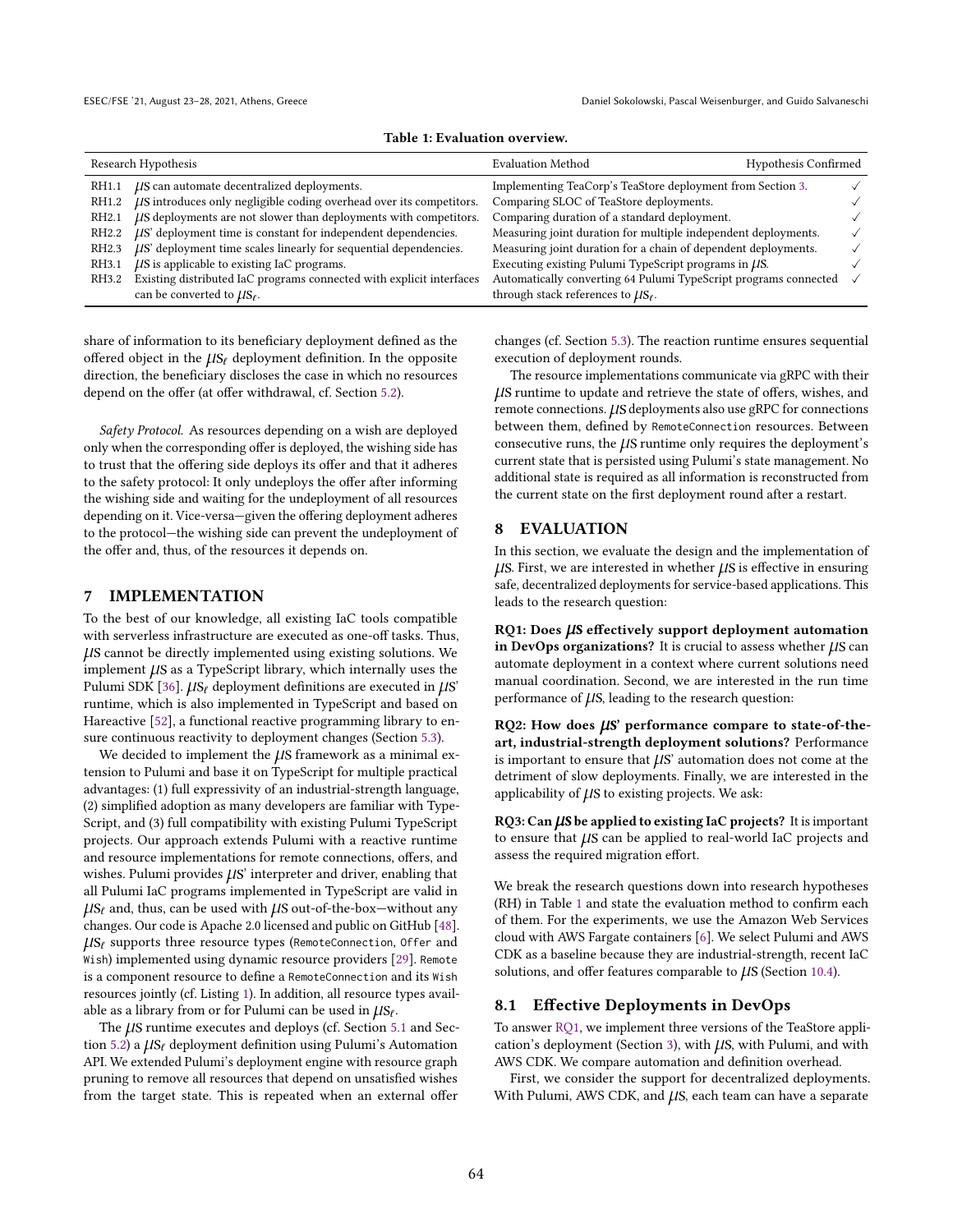**Table 1: Evaluation overview.**

| Research Hypothesis | | Evaluation Method | Hypothesis Confirmed |
|---|---|---|---|
| RH1.1 | *µs* can automate decentralized deployments. | Implementing TeaCorp's TeaStore deployment from Section 3. | ✓ |
| RH1.2 | *µs* introduces only negligible coding overhead over its competitors. | Comparing SLOC of TeaStore deployments. | ✓ |
| RH2.1 | *µs* deployments are not slower than deployments with competitors. | Comparing duration of a standard deployment. | ✓ |
| RH2.2 | *µs*' deployment time is constant for independent dependencies. | Measuring joint duration for multiple independent deployments. | ✓ |
| RH2.3 | *µs*' deployment time scales linearly for sequential dependencies. | Measuring joint duration for a chain of dependent deployments. | ✓ |
| RH3.1 | *µs* is applicable to existing IaC programs. | Executing existing Pulumi TypeScript programs in *µs*. | ✓ |
| RH3.2 | Existing distributed IaC programs connected with explicit interfaces can be converted to $\mu s_\ell$. | Automatically converting 64 Pulumi TypeScript programs connected through stack references to $\mu s_\ell$. | ✓ |

share of information to its beneficiary deployment defined as the offered object in the $\mu s_\ell$ deployment definition. In the opposite direction, the beneficiary discloses the case in which no resources depend on the offer (at offer withdrawal, cf. Section 5.2).

*Safety Protocol.* As resources depending on a wish are deployed only when the corresponding offer is deployed, the wishing side has to trust that the offering side deploys its offer and that it adheres to the safety protocol: It only undeploys the offer after informing the wishing side and waiting for the undeployment of all resources depending on it. Vice-versa—given the offering deployment adheres to the protocol—the wishing side can prevent the undeployment of the offer and, thus, of the resources it depends on.

## 7 IMPLEMENTATION

To the best of our knowledge, all existing IaC tools compatible with serverless infrastructure are executed as one-off tasks. Thus, *µs* cannot be directly implemented using existing solutions. We implement *µs* as a TypeScript library, which internally uses the Pulumi SDK [36]. $\mu s_\ell$ deployment definitions are executed in *µs*' runtime, which is also implemented in TypeScript and based on Hareactive [52], a functional reactive programming library to ensure continuous reactivity to deployment changes (Section 5.3).

We decided to implement the *µs* framework as a minimal extension to Pulumi and base it on TypeScript for multiple practical advantages: (1) full expressivity of an industrial-strength language, (2) simplified adoption as many developers are familiar with TypeScript, and (3) full compatibility with existing Pulumi TypeScript projects. Our approach extends Pulumi with a reactive runtime and resource implementations for remote connections, offers, and wishes. Pulumi provides *µs*' interpreter and driver, enabling that all Pulumi IaC programs implemented in TypeScript are valid in $\mu s_\ell$ and, thus, can be used with *µs* out-of-the-box—without any changes. Our code is Apache 2.0 licensed and public on GitHub [48]. $\mu s_\ell$ supports three resource types (`RemoteConnection`, `Offer` and `Wish`) implemented using dynamic resource providers [29]. `Remote` is a component resource to define a `RemoteConnection` and its `Wish` resources jointly (cf. Listing 1). In addition, all resource types available as a library from or for Pulumi can be used in $\mu s_\ell$.

The *µs* runtime executes and deploys (cf. Section 5.1 and Section 5.2) a $\mu s_\ell$ deployment definition using Pulumi's Automation API. We extended Pulumi's deployment engine with resource graph pruning to remove all resources that depend on unsatisfied wishes from the target state. This is repeated when an external offer changes (cf. Section 5.3). The reaction runtime ensures sequential execution of deployment rounds.

The resource implementations communicate via gRPC with their *µs* runtime to update and retrieve the state of offers, wishes, and remote connections. *µs* deployments also use gRPC for connections between them, defined by `RemoteConnection` resources. Between consecutive runs, the *µs* runtime only requires the deployment's current state that is persisted using Pulumi's state management. No additional state is required as all information is reconstructed from the current state on the first deployment round after a restart.

## 8 EVALUATION

In this section, we evaluate the design and the implementation of *µs*. First, we are interested in whether *µs* is effective in ensuring safe, decentralized deployments for service-based applications. This leads to the research question:

**RQ1: Does *µs* effectively support deployment automation in DevOps organizations?** It is crucial to assess whether *µs* can automate deployment in a context where current solutions need manual coordination. Second, we are interested in the run time performance of *µs*, leading to the research question:

**RQ2: How does *µs*' performance compare to state-of-the-art, industrial-strength deployment solutions?** Performance is important to ensure that *µs*' automation does not come at the detriment of slow deployments. Finally, we are interested in the applicability of *µs* to existing projects. We ask:

**RQ3: Can *µs* be applied to existing IaC projects?** It is important to ensure that *µs* can be applied to real-world IaC projects and assess the required migration effort.

We break the research questions down into research hypotheses (RH) in Table 1 and state the evaluation method to confirm each of them. For the experiments, we use the Amazon Web Services cloud with AWS Fargate containers [6]. We select Pulumi and AWS CDK as a baseline because they are industrial-strength, recent IaC solutions, and offer features comparable to *µs* (Section 10.4).

### 8.1 Effective Deployments in DevOps

To answer RQ1, we implement three versions of the TeaStore application's deployment (Section 3), with *µs*, with Pulumi, and with AWS CDK. We compare automation and definition overhead.

First, we consider the support for decentralized deployments. With Pulumi, AWS CDK, and *µs*, each team can have a separate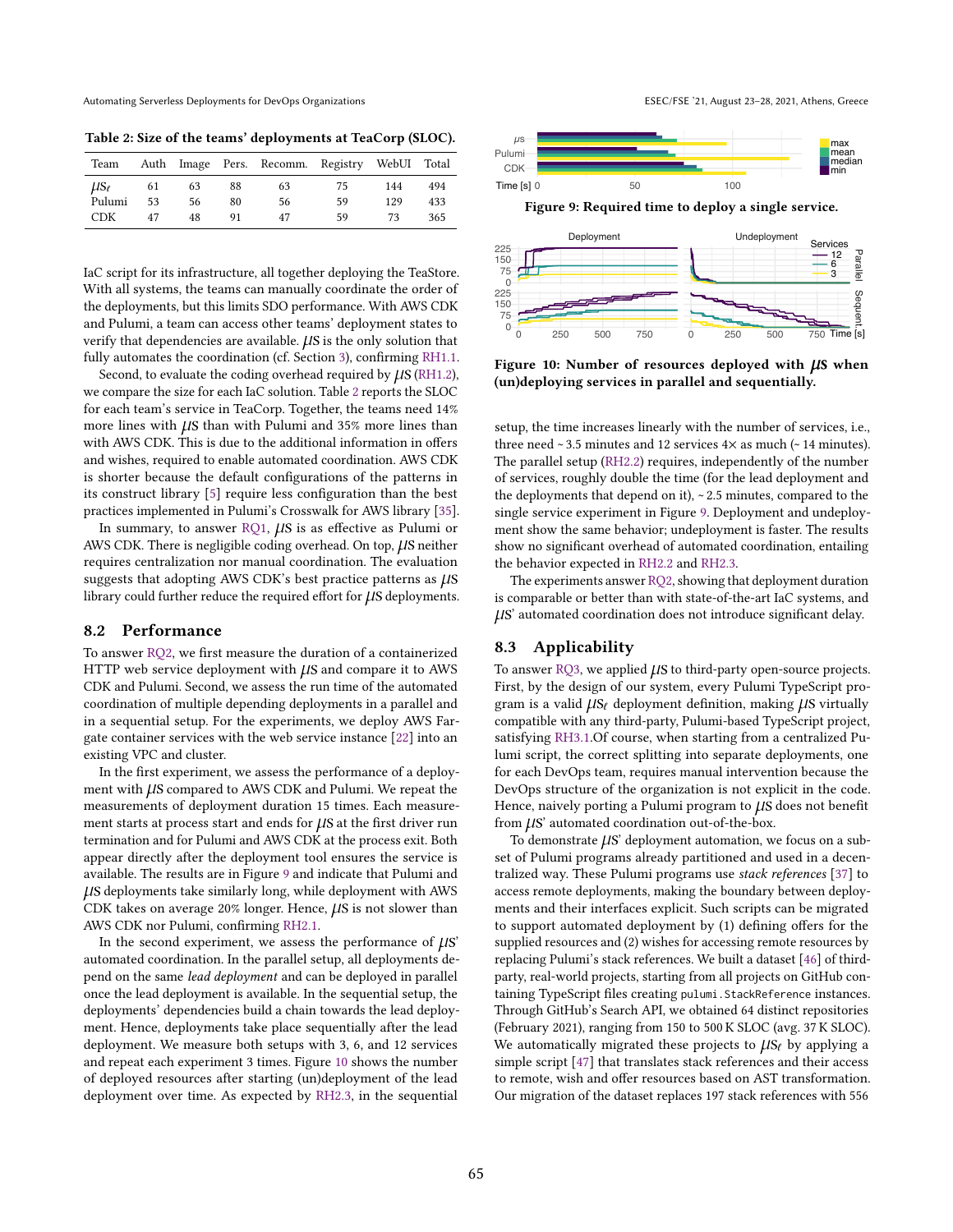Table 2: Size of the teams' deployments at TeaCorp (SLOC).

| Team | Auth | Image | Pers. | Recomm. | Registry | WebUI | Total |
|---|---|---|---|---|---|---|---|
| $\mu S_\ell$ | 61 | 63 | 88 | 63 | 75 | 144 | 494 |
| Pulumi | 53 | 56 | 80 | 56 | 59 | 129 | 433 |
| CDK | 47 | 48 | 91 | 47 | 59 | 73 | 365 |

IaC script for its infrastructure, all together deploying the TeaStore. With all systems, the teams can manually coordinate the order of the deployments, but this limits SDO performance. With AWS CDK and Pulumi, a team can access other teams' deployment states to verify that dependencies are available. $\mu S$ is the only solution that fully automates the coordination (cf. Section 3), confirming RH1.1.

Second, to evaluate the coding overhead required by $\mu S$ (RH1.2), we compare the size for each IaC solution. Table 2 reports the SLOC for each team's service in TeaCorp. Together, the teams need 14% more lines with $\mu S$ than with Pulumi and 35% more lines than with AWS CDK. This is due to the additional information in offers and wishes, required to enable automated coordination. AWS CDK is shorter because the default configurations of the patterns in its construct library [5] require less configuration than the best practices implemented in Pulumi's Crosswalk for AWS library [35].

In summary, to answer RQ1, $\mu S$ is as effective as Pulumi or AWS CDK. There is negligible coding overhead. On top, $\mu S$ neither requires centralization nor manual coordination. The evaluation suggests that adopting AWS CDK's best practice patterns as $\mu S$ library could further reduce the required effort for $\mu S$ deployments.

## 8.2 Performance

To answer RQ2, we first measure the duration of a containerized HTTP web service deployment with $\mu S$ and compare it to AWS CDK and Pulumi. Second, we assess the run time of the automated coordination of multiple depending deployments in a parallel and in a sequential setup. For the experiments, we deploy AWS Fargate container services with the web service instance [22] into an existing VPC and cluster.

In the first experiment, we assess the performance of a deployment with $\mu S$ compared to AWS CDK and Pulumi. We repeat the measurements of deployment duration 15 times. Each measurement starts at process start and ends for $\mu S$ at the first driver run termination and for Pulumi and AWS CDK at the process exit. Both appear directly after the deployment tool ensures the service is available. The results are in Figure 9 and indicate that Pulumi and $\mu S$ deployments take similarly long, while deployment with AWS CDK takes on average 20% longer. Hence, $\mu S$ is not slower than AWS CDK nor Pulumi, confirming RH2.1.

In the second experiment, we assess the performance of $\mu S$' automated coordination. In the parallel setup, all deployments depend on the same *lead deployment* and can be deployed in parallel once the lead deployment is available. In the sequential setup, the deployments' dependencies build a chain towards the lead deployment. Hence, deployments take place sequentially after the lead deployment. We measure both setups with 3, 6, and 12 services and repeat each experiment 3 times. Figure 10 shows the number of deployed resources after starting (un)deployment of the lead deployment over time. As expected by RH2.3, in the sequential

Figure 9: Required time to deploy a single service.

Figure 10: Number of resources deployed with $\mu S$ when (un)deploying services in parallel and sequentially.

setup, the time increases linearly with the number of services, i.e., three need ~ 3.5 minutes and 12 services 4× as much (~ 14 minutes). The parallel setup (RH2.2) requires, independently of the number of services, roughly double the time (for the lead deployment and the deployments that depend on it), ~ 2.5 minutes, compared to the single service experiment in Figure 9. Deployment and undeployment show the same behavior; undeployment is faster. The results show no significant overhead of automated coordination, entailing the behavior expected in RH2.2 and RH2.3.

The experiments answer RQ2, showing that deployment duration is comparable or better than with state-of-the-art IaC systems, and $\mu S$' automated coordination does not introduce significant delay.

## 8.3 Applicability

To answer RQ3, we applied $\mu S$ to third-party open-source projects. First, by the design of our system, every Pulumi TypeScript program is a valid $\mu S_\ell$ deployment definition, making $\mu S$ virtually compatible with any third-party, Pulumi-based TypeScript project, satisfying RH3.1.Of course, when starting from a centralized Pulumi script, the correct splitting into separate deployments, one for each DevOps team, requires manual intervention because the DevOps structure of the organization is not explicit in the code. Hence, naively porting a Pulumi program to $\mu S$ does not benefit from $\mu S$' automated coordination out-of-the-box.

To demonstrate $\mu S$' deployment automation, we focus on a subset of Pulumi programs already partitioned and used in a decentralized way. These Pulumi programs use *stack references* [37] to access remote deployments, making the boundary between deployments and their interfaces explicit. Such scripts can be migrated to support automated deployment by (1) defining offers for the supplied resources and (2) wishes for accessing remote resources by replacing Pulumi's stack references. We built a dataset [46] of third-party, real-world projects, starting from all projects on GitHub containing TypeScript files creating `pulumi.StackReference` instances. Through GitHub's Search API, we obtained 64 distinct repositories (February 2021), ranging from 150 to 500 K SLOC (avg. 37 K SLOC). We automatically migrated these projects to $\mu S_\ell$ by applying a simple script [47] that translates stack references and their access to remote, wish and offer resources based on AST transformation. Our migration of the dataset replaces 197 stack references with 556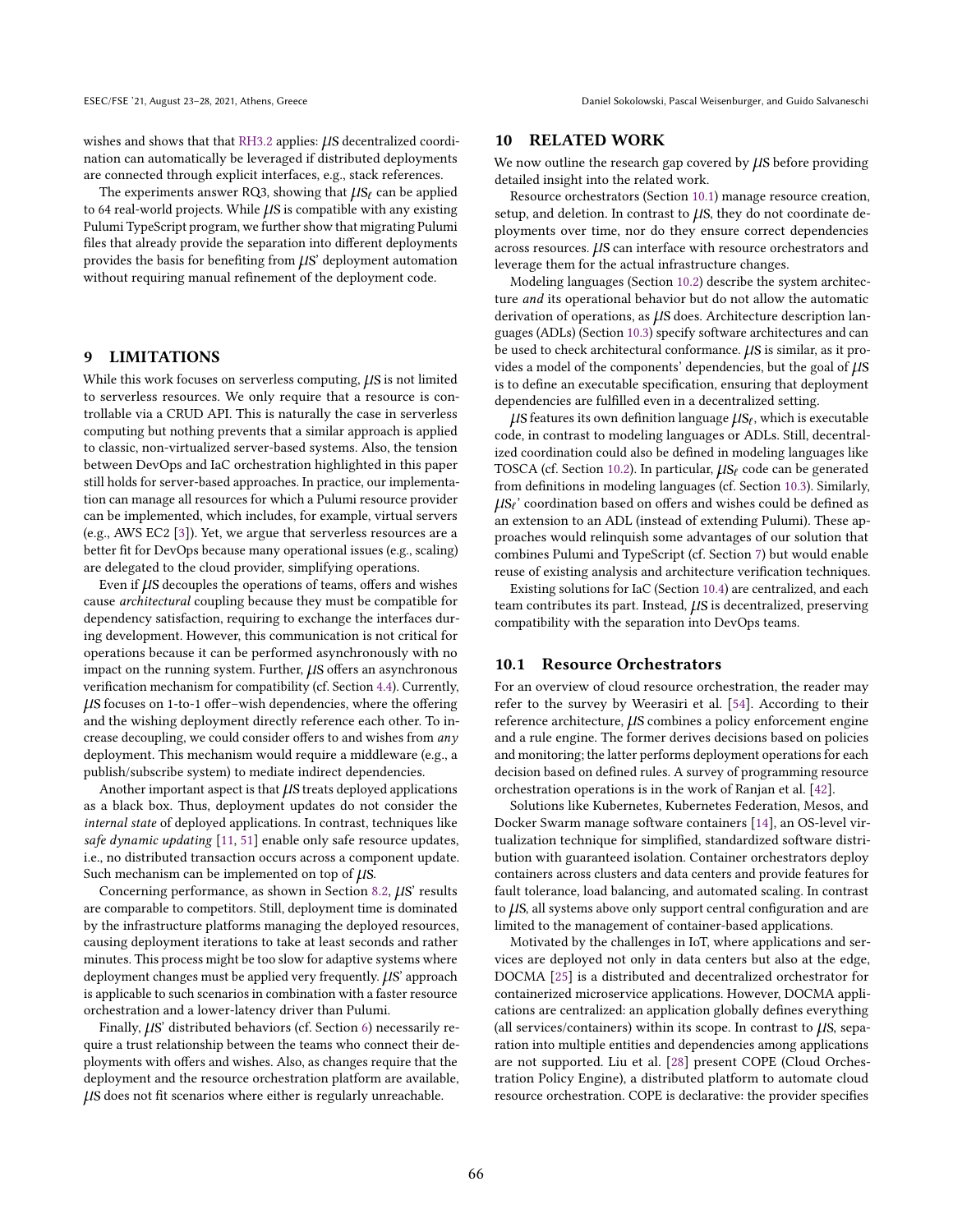wishes and shows that that RH3.2 applies: $\mu S$ decentralized coordination can automatically be leveraged if distributed deployments are connected through explicit interfaces, e.g., stack references.

The experiments answer RQ3, showing that $\mu S_\ell$ can be applied to 64 real-world projects. While $\mu S$ is compatible with any existing Pulumi TypeScript program, we further show that migrating Pulumi files that already provide the separation into different deployments provides the basis for benefiting from $\mu S$' deployment automation without requiring manual refinement of the deployment code.

# 9 LIMITATIONS

While this work focuses on serverless computing, $\mu S$ is not limited to serverless resources. We only require that a resource is controllable via a CRUD API. This is naturally the case in serverless computing but nothing prevents that a similar approach is applied to classic, non-virtualized server-based systems. Also, the tension between DevOps and IaC orchestration highlighted in this paper still holds for server-based approaches. In practice, our implementation can manage all resources for which a Pulumi resource provider can be implemented, which includes, for example, virtual servers (e.g., AWS EC2 [3]). Yet, we argue that serverless resources are a better fit for DevOps because many operational issues (e.g., scaling) are delegated to the cloud provider, simplifying operations.

Even if $\mu S$ decouples the operations of teams, offers and wishes cause *architectural* coupling because they must be compatible for dependency satisfaction, requiring to exchange the interfaces during development. However, this communication is not critical for operations because it can be performed asynchronously with no impact on the running system. Further, $\mu S$ offers an asynchronous verification mechanism for compatibility (cf. Section 4.4). Currently, $\mu S$ focuses on 1-to-1 offer–wish dependencies, where the offering and the wishing deployment directly reference each other. To increase decoupling, we could consider offers to and wishes from *any* deployment. This mechanism would require a middleware (e.g., a publish/subscribe system) to mediate indirect dependencies.

Another important aspect is that $\mu S$ treats deployed applications as a black box. Thus, deployment updates do not consider the *internal state* of deployed applications. In contrast, techniques like *safe dynamic updating* [11, 51] enable only safe resource updates, i.e., no distributed transaction occurs across a component update. Such mechanism can be implemented on top of $\mu S$.

Concerning performance, as shown in Section 8.2, $\mu S$' results are comparable to competitors. Still, deployment time is dominated by the infrastructure platforms managing the deployed resources, causing deployment iterations to take at least seconds and rather minutes. This process might be too slow for adaptive systems where deployment changes must be applied very frequently. $\mu S$' approach is applicable to such scenarios in combination with a faster resource orchestration and a lower-latency driver than Pulumi.

Finally, $\mu S$' distributed behaviors (cf. Section 6) necessarily require a trust relationship between the teams who connect their deployments with offers and wishes. Also, as changes require that the deployment and the resource orchestration platform are available, $\mu S$ does not fit scenarios where either is regularly unreachable.

# 10 RELATED WORK

We now outline the research gap covered by $\mu S$ before providing detailed insight into the related work.

Resource orchestrators (Section 10.1) manage resource creation, setup, and deletion. In contrast to $\mu S$, they do not coordinate deployments over time, nor do they ensure correct dependencies across resources. $\mu S$ can interface with resource orchestrators and leverage them for the actual infrastructure changes.

Modeling languages (Section 10.2) describe the system architecture *and* its operational behavior but do not allow the automatic derivation of operations, as $\mu S$ does. Architecture description languages (ADLs) (Section 10.3) specify software architectures and can be used to check architectural conformance. $\mu S$ is similar, as it provides a model of the components' dependencies, but the goal of $\mu S$ is to define an executable specification, ensuring that deployment dependencies are fulfilled even in a decentralized setting.

$\mu S$ features its own definition language $\mu S_\ell$, which is executable code, in contrast to modeling languages or ADLs. Still, decentralized coordination could also be defined in modeling languages like TOSCA (cf. Section 10.2). In particular, $\mu S_\ell$ code can be generated from definitions in modeling languages (cf. Section 10.3). Similarly, $\mu S_\ell$' coordination based on offers and wishes could be defined as an extension to an ADL (instead of extending Pulumi). These approaches would relinquish some advantages of our solution that combines Pulumi and TypeScript (cf. Section 7) but would enable reuse of existing analysis and architecture verification techniques.

Existing solutions for IaC (Section 10.4) are centralized, and each team contributes its part. Instead, $\mu S$ is decentralized, preserving compatibility with the separation into DevOps teams.

## 10.1 Resource Orchestrators

For an overview of cloud resource orchestration, the reader may refer to the survey by Weerasiri et al. [54]. According to their reference architecture, $\mu S$ combines a policy enforcement engine and a rule engine. The former derives decisions based on policies and monitoring; the latter performs deployment operations for each decision based on defined rules. A survey of programming resource orchestration operations is in the work of Ranjan et al. [42].

Solutions like Kubernetes, Kubernetes Federation, Mesos, and Docker Swarm manage software containers [14], an OS-level virtualization technique for simplified, standardized software distribution with guaranteed isolation. Container orchestrators deploy containers across clusters and data centers and provide features for fault tolerance, load balancing, and automated scaling. In contrast to $\mu S$, all systems above only support central configuration and are limited to the management of container-based applications.

Motivated by the challenges in IoT, where applications and services are deployed not only in data centers but also at the edge, DOCMA [25] is a distributed and decentralized orchestrator for containerized microservice applications. However, DOCMA applications are centralized: an application globally defines everything (all services/containers) within its scope. In contrast to $\mu S$, separation into multiple entities and dependencies among applications are not supported. Liu et al. [28] present COPE (Cloud Orchestration Policy Engine), a distributed platform to automate cloud resource orchestration. COPE is declarative: the provider specifies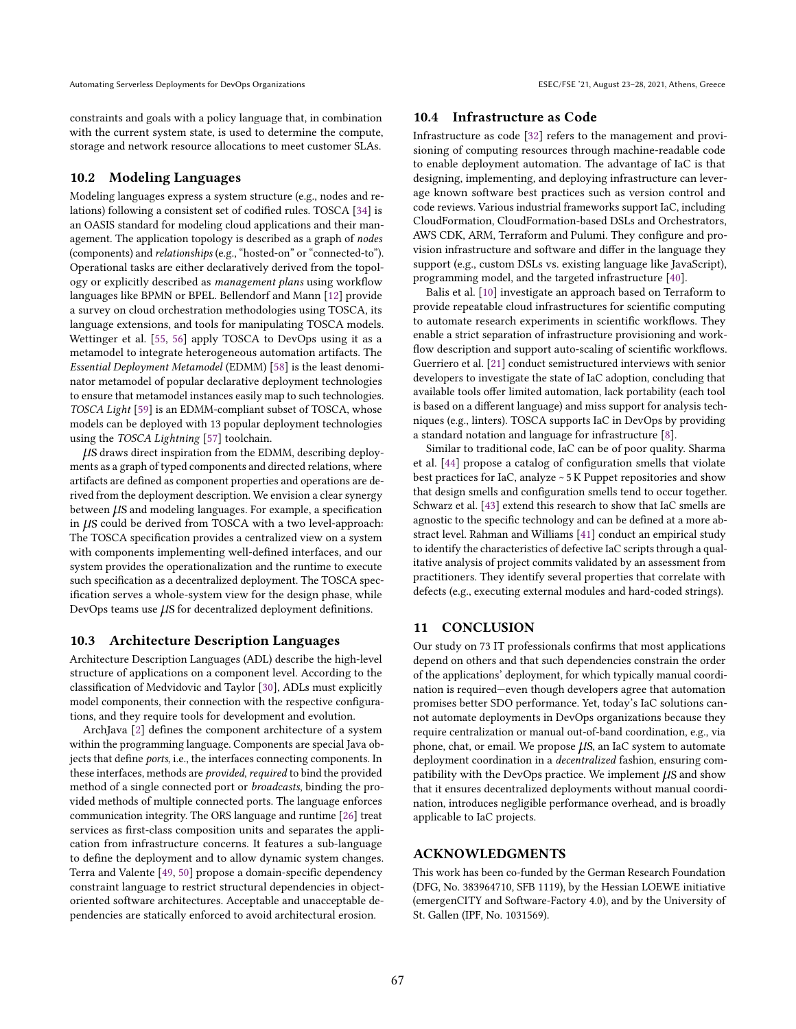constraints and goals with a policy language that, in combination with the current system state, is used to determine the compute, storage and network resource allocations to meet customer SLAs.

## 10.2 Modeling Languages

Modeling languages express a system structure (e.g., nodes and relations) following a consistent set of codified rules. TOSCA [34] is an OASIS standard for modeling cloud applications and their management. The application topology is described as a graph of *nodes* (components) and *relationships* (e.g., "hosted-on" or "connected-to"). Operational tasks are either declaratively derived from the topology or explicitly described as *management plans* using workflow languages like BPMN or BPEL. Bellendorf and Mann [12] provide a survey on cloud orchestration methodologies using TOSCA, its language extensions, and tools for manipulating TOSCA models. Wettinger et al. [55, 56] apply TOSCA to DevOps using it as a metamodel to integrate heterogeneous automation artifacts. The *Essential Deployment Metamodel* (EDMM) [58] is the least denominator metamodel of popular declarative deployment technologies to ensure that metamodel instances easily map to such technologies. *TOSCA Light* [59] is an EDMM-compliant subset of TOSCA, whose models can be deployed with 13 popular deployment technologies using the *TOSCA Lightning* [57] toolchain.

$\mu$S draws direct inspiration from the EDMM, describing deployments as a graph of typed components and directed relations, where artifacts are defined as component properties and operations are derived from the deployment description. We envision a clear synergy between $\mu$S and modeling languages. For example, a specification in $\mu$S could be derived from TOSCA with a two level-approach: The TOSCA specification provides a centralized view on a system with components implementing well-defined interfaces, and our system provides the operationalization and the runtime to execute such specification as a decentralized deployment. The TOSCA specification serves a whole-system view for the design phase, while DevOps teams use $\mu$S for decentralized deployment definitions.

## 10.3 Architecture Description Languages

Architecture Description Languages (ADL) describe the high-level structure of applications on a component level. According to the classification of Medvidovic and Taylor [30], ADLs must explicitly model components, their connection with the respective configurations, and they require tools for development and evolution.

ArchJava [2] defines the component architecture of a system within the programming language. Components are special Java objects that define *ports*, i.e., the interfaces connecting components. In these interfaces, methods are *provided*, *required* to bind the provided method of a single connected port or *broadcasts*, binding the provided methods of multiple connected ports. The language enforces communication integrity. The ORS language and runtime [26] treat services as first-class composition units and separates the application from infrastructure concerns. It features a sub-language to define the deployment and to allow dynamic system changes. Terra and Valente [49, 50] propose a domain-specific dependency constraint language to restrict structural dependencies in object-oriented software architectures. Acceptable and unacceptable dependencies are statically enforced to avoid architectural erosion.

## 10.4 Infrastructure as Code

Infrastructure as code [32] refers to the management and provisioning of computing resources through machine-readable code to enable deployment automation. The advantage of IaC is that designing, implementing, and deploying infrastructure can leverage known software best practices such as version control and code reviews. Various industrial frameworks support IaC, including CloudFormation, CloudFormation-based DSLs and Orchestrators, AWS CDK, ARM, Terraform and Pulumi. They configure and provision infrastructure and software and differ in the language they support (e.g., custom DSLs vs. existing language like JavaScript), programming model, and the targeted infrastructure [40].

Balis et al. [10] investigate an approach based on Terraform to provide repeatable cloud infrastructures for scientific computing to automate research experiments in scientific workflows. They enable a strict separation of infrastructure provisioning and workflow description and support auto-scaling of scientific workflows. Guerriero et al. [21] conduct semistructured interviews with senior developers to investigate the state of IaC adoption, concluding that available tools offer limited automation, lack portability (each tool is based on a different language) and miss support for analysis techniques (e.g., linters). TOSCA supports IaC in DevOps by providing a standard notation and language for infrastructure [8].

Similar to traditional code, IaC can be of poor quality. Sharma et al. [44] propose a catalog of configuration smells that violate best practices for IaC, analyze ~ 5 K Puppet repositories and show that design smells and configuration smells tend to occur together. Schwarz et al. [43] extend this research to show that IaC smells are agnostic to the specific technology and can be defined at a more abstract level. Rahman and Williams [41] conduct an empirical study to identify the characteristics of defective IaC scripts through a qualitative analysis of project commits validated by an assessment from practitioners. They identify several properties that correlate with defects (e.g., executing external modules and hard-coded strings).

# 11 CONCLUSION

Our study on 73 IT professionals confirms that most applications depend on others and that such dependencies constrain the order of the applications' deployment, for which typically manual coordination is required—even though developers agree that automation promises better SDO performance. Yet, today's IaC solutions cannot automate deployments in DevOps organizations because they require centralization or manual out-of-band coordination, e.g., via phone, chat, or email. We propose $\mu$S, an IaC system to automate deployment coordination in a *decentralized* fashion, ensuring compatibility with the DevOps practice. We implement $\mu$S and show that it ensures decentralized deployments without manual coordination, introduces negligible performance overhead, and is broadly applicable to IaC projects.

# ACKNOWLEDGMENTS

This work has been co-funded by the German Research Foundation (DFG, No. 383964710, SFB 1119), by the Hessian LOEWE initiative (emergenCITY and Software-Factory 4.0), and by the University of St. Gallen (IPF, No. 1031569).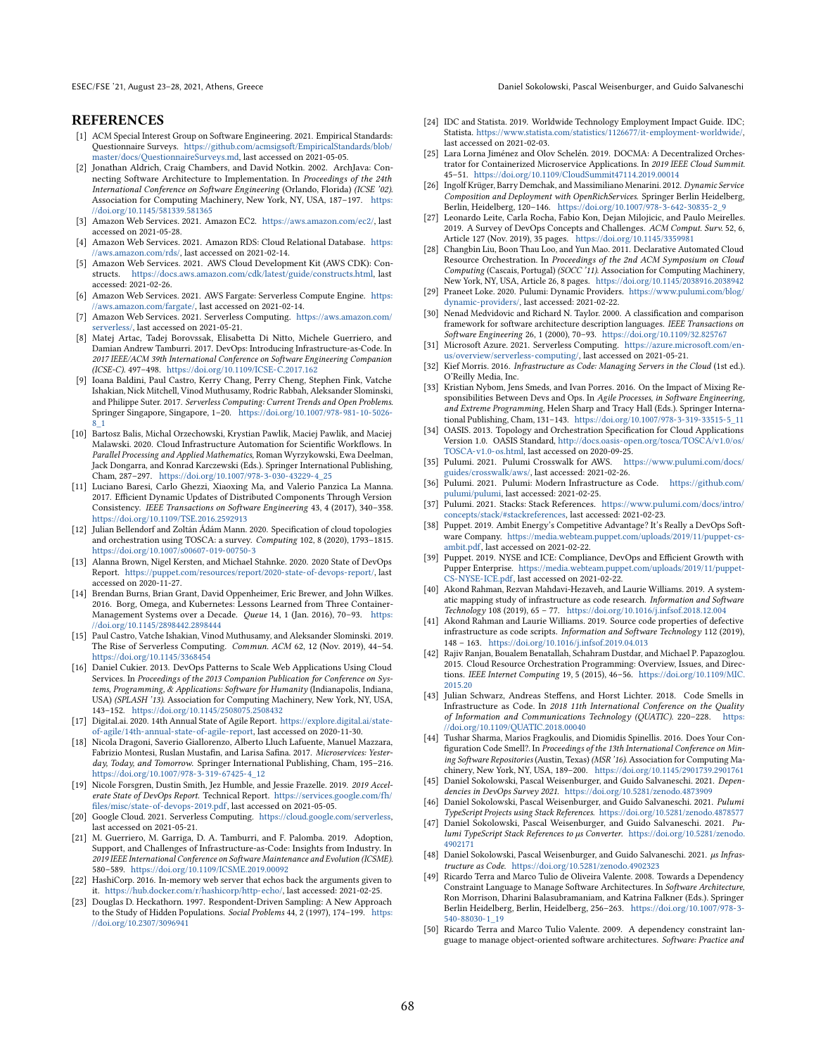# REFERENCES

[1] ACM Special Interest Group on Software Engineering. 2021. Empirical Standards: Questionnaire Surveys. https://github.com/acmsigsoft/EmpiricalStandards/blob/master/docs/QuestionnaireSurveys.md, last accessed on 2021-05-05.

[2] Jonathan Aldrich, Craig Chambers, and David Notkin. 2002. ArchJava: Connecting Software Architecture to Implementation. In *Proceedings of the 24th International Conference on Software Engineering* (Orlando, Florida) *(ICSE '02)*. Association for Computing Machinery, New York, NY, USA, 187–197. https://doi.org/10.1145/581339.581365

[3] Amazon Web Services. 2021. Amazon EC2. https://aws.amazon.com/ec2/, last accessed on 2021-05-28.

[4] Amazon Web Services. 2021. Amazon RDS: Cloud Relational Database. https://aws.amazon.com/rds/, last accessed on 2021-02-14.

[5] Amazon Web Services. 2021. AWS Cloud Development Kit (AWS CDK): Constructs. https://docs.aws.amazon.com/cdk/latest/guide/constructs.html, last accessed: 2021-02-26.

[6] Amazon Web Services. 2021. AWS Fargate: Serverless Compute Engine. https://aws.amazon.com/fargate/, last accessed on 2021-02-14.

[7] Amazon Web Services. 2021. Serverless Computing. https://aws.amazon.com/serverless/, last accessed on 2021-05-21.

[8] Matej Artac, Tadej Borovssak, Elisabetta Di Nitto, Michele Guerriero, and Damian Andrew Tamburri. 2017. DevOps: Introducing Infrastructure-as-Code. In *2017 IEEE/ACM 39th International Conference on Software Engineering Companion (ICSE-C)*. 497–498. https://doi.org/10.1109/ICSE-C.2017.162

[9] Ioana Baldini, Paul Castro, Kerry Chang, Perry Cheng, Stephen Fink, Vatche Ishakian, Nick Mitchell, Vinod Muthusamy, Rodric Rabbah, Aleksander Slominski, and Philippe Suter. 2017. *Serverless Computing: Current Trends and Open Problems*. Springer Singapore, Singapore, 1–20. https://doi.org/10.1007/978-981-10-5026-8_1

[10] Bartosz Balis, Michal Orzechowski, Krystian Pawlik, Maciej Pawlik, and Maciej Malawski. 2020. Cloud Infrastructure Automation for Scientific Workflows. In *Parallel Processing and Applied Mathematics*, Roman Wyrzykowski, Ewa Deelman, Jack Dongarra, and Konrad Karczewski (Eds.). Springer International Publishing, Cham, 287–297. https://doi.org/10.1007/978-3-030-43229-4_25

[11] Luciano Baresi, Carlo Ghezzi, Xiaoxing Ma, and Valerio Panzica La Manna. 2017. Efficient Dynamic Updates of Distributed Components Through Version Consistency. *IEEE Transactions on Software Engineering* 43, 4 (2017), 340–358. https://doi.org/10.1109/TSE.2016.2592913

[12] Julian Bellendorf and Zoltán Ádám Mann. 2020. Specification of cloud topologies and orchestration using TOSCA: a survey. *Computing* 102, 8 (2020), 1793–1815. https://doi.org/10.1007/s00607-019-00750-3

[13] Alanna Brown, Nigel Kersten, and Michael Stahnke. 2020. 2020 State of DevOps Report. https://puppet.com/resources/report/2020-state-of-devops-report/, last accessed on 2020-11-27.

[14] Brendan Burns, Brian Grant, David Oppenheimer, Eric Brewer, and John Wilkes. 2016. Borg, Omega, and Kubernetes: Lessons Learned from Three Container-Management Systems over a Decade. *Queue* 14, 1 (Jan. 2016), 70–93. https://doi.org/10.1145/2898442.2898444

[15] Paul Castro, Vatche Ishakian, Vinod Muthusamy, and Aleksander Slominski. 2019. The Rise of Serverless Computing. *Commun. ACM* 62, 12 (Nov. 2019), 44–54. https://doi.org/10.1145/3368454

[16] Daniel Cukier. 2013. DevOps Patterns to Scale Web Applications Using Cloud Services. In *Proceedings of the 2013 Companion Publication for Conference on Systems, Programming, & Applications: Software for Humanity* (Indianapolis, Indiana, USA) *(SPLASH '13)*. Association for Computing Machinery, New York, NY, USA, 143–152. https://doi.org/10.1145/2508075.2508432

[17] Digital.ai. 2020. 14th Annual State of Agile Report. https://explore.digital.ai/state-of-agile/14th-annual-state-of-agile-report, last accessed on 2020-11-30.

[18] Nicola Dragoni, Saverio Giallorenzo, Alberto Lluch Lafuente, Manuel Mazzara, Fabrizio Montesi, Ruslan Mustafin, and Larisa Safina. 2017. *Microservices: Yesterday, Today, and Tomorrow*. Springer International Publishing, Cham, 195–216. https://doi.org/10.1007/978-3-319-67425-4_12

[19] Nicole Forsgren, Dustin Smith, Jez Humble, and Jessie Frazelle. 2019. *2019 Accelerate State of DevOps Report*. https://services.google.com/fh/files/misc/state-of-devops-2019.pdf, last accessed on 2021-05-05.

[20] Google Cloud. 2021. Serverless Computing. https://cloud.google.com/serverless, last accessed on 2021-05-21.

[21] M. Guerriero, M. Garriga, D. A. Tamburri, and F. Palomba. 2019. Adoption, Support, and Challenges of Infrastructure-as-Code: Insights from Industry. In *2019 IEEE International Conference on Software Maintenance and Evolution (ICSME)*. 580–589. https://doi.org/10.1109/ICSME.2019.00092

[22] HashiCorp. 2016. In-memory web server that echos back the arguments given to it. https://hub.docker.com/r/hashicorp/http-echo/, last accessed: 2021-02-25.

[23] Douglas D. Heckathorn. 1997. Respondent-Driven Sampling: A New Approach to the Study of Hidden Populations. *Social Problems* 44, 2 (1997), 174–199. https://doi.org/10.2307/3096941

[24] IDC and Statista. 2019. Worldwide Technology Employment Impact Guide. IDC; Statista. https://www.statista.com/statistics/1126677/it-employment-worldwide/, last accessed on 2021-02-03.

[25] Lara Lorna Jiménez and Olov Schelén. 2019. DOCMA: A Decentralized Orchestrator for Containerized Microservice Applications. In *2019 IEEE Cloud Summit*. 45–51. https://doi.org/10.1109/CloudSummit47114.2019.00014

[26] Ingolf Krüger, Barry Demchak, and Massimiliano Menarini. 2012. *Dynamic Service Composition and Deployment with OpenRichServices*. Springer Berlin Heidelberg, Berlin, Heidelberg, 120–146. https://doi.org/10.1007/978-3-642-30835-2_9

[27] Leonardo Leite, Carla Rocha, Fabio Kon, Dejan Milojicic, and Paulo Meirelles. 2019. A Survey of DevOps Concepts and Challenges. *ACM Comput. Surv.* 52, 6, Article 127 (Nov. 2019), 35 pages. https://doi.org/10.1145/3359981

[28] Changbin Liu, Boon Thau Loo, and Yun Mao. 2011. Declarative Automated Cloud Resource Orchestration. In *Proceedings of the 2nd ACM Symposium on Cloud Computing* (Cascais, Portugal) *(SOCC '11)*. Association for Computing Machinery, New York, NY, USA, Article 26, 8 pages. https://doi.org/10.1145/2038916.2038942

[29] Praneet Loke. 2020. Pulumi: Dynamic Providers. https://www.pulumi.com/blog/dynamic-providers/, last accessed: 2021-02-22.

[30] Nenad Medvidovic and Richard N. Taylor. 2000. A classification and comparison framework for software architecture description languages. *IEEE Transactions on Software Engineering* 26, 1 (2000), 70–93. https://doi.org/10.1109/32.825767

[31] Microsoft Azure. 2021. Serverless Computing. https://azure.microsoft.com/en-us/overview/serverless-computing/, last accessed on 2021-05-21.

[32] Kief Morris. 2016. *Infrastructure as Code: Managing Servers in the Cloud* (1st ed.). O'Reilly Media, Inc.

[33] Kristian Nybom, Jens Smeds, and Ivan Porres. 2016. On the Impact of Mixing Responsibilities Between Devs and Ops. In *Agile Processes, in Software Engineering, and Extreme Programming*, Helen Sharp and Tracy Hall (Eds.). Springer International Publishing, Cham, 131–143. https://doi.org/10.1007/978-3-319-33515-5_11

[34] OASIS. 2013. Topology and Orchestration Specification for Cloud Applications Version 1.0. OASIS Standard, http://docs.oasis-open.org/tosca/TOSCA/v1.0/os/TOSCA-v1.0-os.html, last accessed on 2020-09-25.

[35] Pulumi. 2021. Pulumi Crosswalk for AWS. https://www.pulumi.com/docs/guides/crosswalk/aws/, last accessed: 2021-02-26.

[36] Pulumi. 2021. Pulumi: Modern Infrastructure as Code. https://github.com/pulumi/pulumi, last accessed: 2021-02-25.

[37] Pulumi. 2021. Stacks: Stack References. https://www.pulumi.com/docs/intro/concepts/stack/#stackreferences, last accessed: 2021-02-23.

[38] Puppet. 2019. Ambit Energy's Competitive Advantage? It's Really a DevOps Software Company. https://media.webteam.puppet.com/uploads/2019/11/puppet-cs-ambit.pdf, last accessed on 2021-02-22.

[39] Puppet. 2019. NYSE and ICE: Compliance, DevOps and Efficient Growth with Pupper Enterprise. https://media.webteam.puppet.com/uploads/2019/11/puppet-CS-NYSE-ICE.pdf, last accessed on 2021-02-22.

[40] Akond Rahman, Rezvan Mahdavi-Hezaveh, and Laurie Williams. 2019. A systematic mapping study of infrastructure as code research. *Information and Software Technology* 108 (2019), 65 – 77. https://doi.org/10.1016/j.infsof.2018.12.004

[41] Akond Rahman and Laurie Williams. 2019. Source code properties of defective infrastructure as code scripts. *Information and Software Technology* 112 (2019), 148 – 163. https://doi.org/10.1016/j.infsof.2019.04.013

[42] Rajiv Ranjan, Boualem Benatallah, Schahram Dustdar, and Michael P. Papazoglou. 2015. Cloud Resource Orchestration Programming: Overview, Issues, and Directions. *IEEE Internet Computing* 19, 5 (2015), 46–56. https://doi.org/10.1109/MIC.2015.20

[43] Julian Schwarz, Andreas Steffens, and Horst Lichter. 2018. Code Smells in Infrastructure as Code. In *2018 11th International Conference on the Quality of Information and Communications Technology (QUATIC)*. 220–228. https://doi.org/10.1109/QUATIC.2018.00040

[44] Tushar Sharma, Marios Fragkoulis, and Diomidis Spinellis. 2016. Does Your Configuration Code Smell?. In *Proceedings of the 13th International Conference on Mining Software Repositories* (Austin, Texas) *(MSR '16)*. Association for Computing Machinery, New York, NY, USA, 189–200. https://doi.org/10.1145/2901739.2901761

[45] Daniel Sokolowski, Pascal Weisenburger, and Guido Salvaneschi. 2021. *Dependencies in DevOps Survey 2021*. https://doi.org/10.5281/zenodo.4873909

[46] Daniel Sokolowski, Pascal Weisenburger, and Guido Salvaneschi. 2021. *Pulumi TypeScript Projects using Stack References*. https://doi.org/10.5281/zenodo.4878577

[47] Daniel Sokolowski, Pascal Weisenburger, and Guido Salvaneschi. 2021. *Pulumi TypeScript Stack References to μs Converter*. https://doi.org/10.5281/zenodo.4902171

[48] Daniel Sokolowski, Pascal Weisenburger, and Guido Salvaneschi. 2021. *μs Infrastructure as Code*. https://doi.org/10.5281/zenodo.4902323

[49] Ricardo Terra and Marco Tulio de Oliveira Valente. 2008. Towards a Dependency Constraint Language to Manage Software Architectures. In *Software Architecture*, Ron Morrison, Dharini Balasubramaniam, and Katrina Falkner (Eds.). Springer Berlin Heidelberg, Berlin, Heidelberg, 256–263. https://doi.org/10.1007/978-3-540-88030-1_19

[50] Ricardo Terra and Marco Tulio Valente. 2009. A dependency constraint language to manage object-oriented software architectures. *Software: Practice and*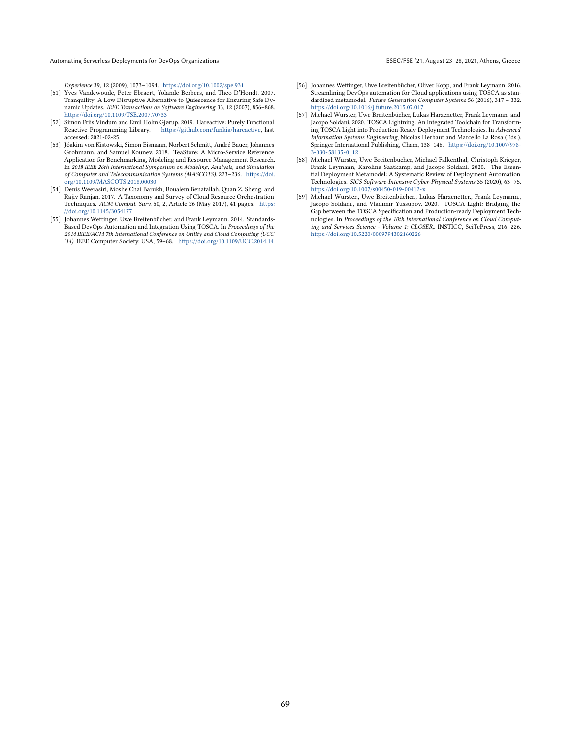*Experience* 39, 12 (2009), 1073–1094. https://doi.org/10.1002/spe.931

[51] Yves Vandewoude, Peter Ebraert, Yolande Berbers, and Theo D'Hondt. 2007. Tranquility: A Low Disruptive Alternative to Quiescence for Ensuring Safe Dynamic Updates. *IEEE Transactions on Software Engineering* 33, 12 (2007), 856–868. https://doi.org/10.1109/TSE.2007.70733

[52] Simon Friis Vindum and Emil Holm Gjørup. 2019. Hareactive: Purely Functional Reactive Programming Library. https://github.com/funkia/hareactive, last accessed: 2021-02-25.

[53] Jóakim von Kistowski, Simon Eismann, Norbert Schmitt, André Bauer, Johannes Grohmann, and Samuel Kounev. 2018. TeaStore: A Micro-Service Reference Application for Benchmarking, Modeling and Resource Management Research. In *2018 IEEE 26th International Symposium on Modeling, Analysis, and Simulation of Computer and Telecommunication Systems (MASCOTS)*. 223–236. https://doi.org/10.1109/MASCOTS.2018.00030

[54] Denis Weerasiri, Moshe Chai Barukh, Boualem Benatallah, Quan Z. Sheng, and Rajiv Ranjan. 2017. A Taxonomy and Survey of Cloud Resource Orchestration Techniques. *ACM Comput. Surv.* 50, 2, Article 26 (May 2017), 41 pages. https://doi.org/10.1145/3054177

[55] Johannes Wettinger, Uwe Breitenbücher, and Frank Leymann. 2014. Standards-Based DevOps Automation and Integration Using TOSCA. In *Proceedings of the 2014 IEEE/ACM 7th International Conference on Utility and Cloud Computing (UCC '14)*. IEEE Computer Society, USA, 59–68. https://doi.org/10.1109/UCC.2014.14

[56] Johannes Wettinger, Uwe Breitenbücher, Oliver Kopp, and Frank Leymann. 2016. Streamlining DevOps automation for Cloud applications using TOSCA as standardized metamodel. *Future Generation Computer Systems* 56 (2016), 317 – 332. https://doi.org/10.1016/j.future.2015.07.017

[57] Michael Wurster, Uwe Breitenbücher, Lukas Harzenetter, Frank Leymann, and Jacopo Soldani. 2020. TOSCA Lightning: An Integrated Toolchain for Transforming TOSCA Light into Production-Ready Deployment Technologies. In *Advanced Information Systems Engineering*, Nicolas Herbaut and Marcello La Rosa (Eds.). Springer International Publishing, Cham, 138–146. https://doi.org/10.1007/978-3-030-58135-0_12

[58] Michael Wurster, Uwe Breitenbücher, Michael Falkenthal, Christoph Krieger, Frank Leymann, Karoline Saatkamp, and Jacopo Soldani. 2020. The Essential Deployment Metamodel: A Systematic Review of Deployment Automation Technologies. *SICS Software-Intensive Cyber-Physical Systems* 35 (2020), 63–75. https://doi.org/10.1007/s00450-019-00412-x

[59] Michael Wurster., Uwe Breitenbücher., Lukas Harzenetter., Frank Leymann., Jacopo Soldani., and Vladimir Yussupov. 2020. TOSCA Light: Bridging the Gap between the TOSCA Specification and Production-ready Deployment Technologies. In *Proceedings of the 10th International Conference on Cloud Computing and Services Science - Volume 1: CLOSER,*. INSTICC, SciTePress, 216–226. https://doi.org/10.5220/0009794302160226